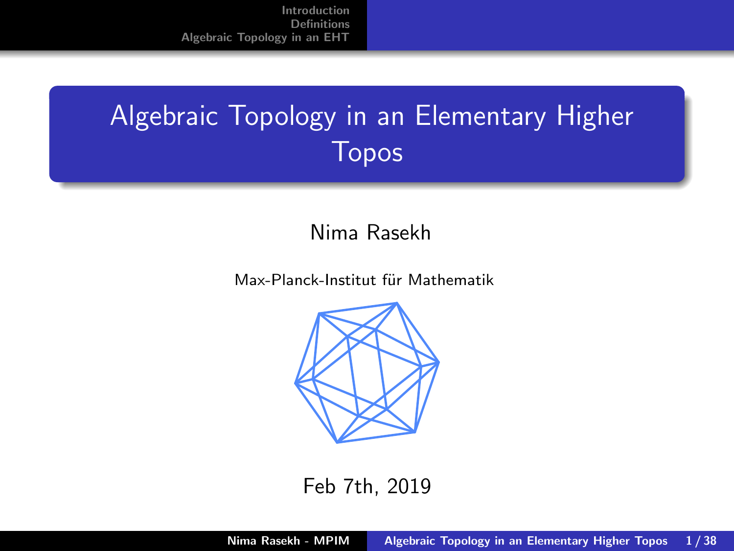# Algebraic Topology in an Elementary Higher Topos

Nima Rasekh

Max-Planck-Institut für Mathematik

Feb 7th, 2019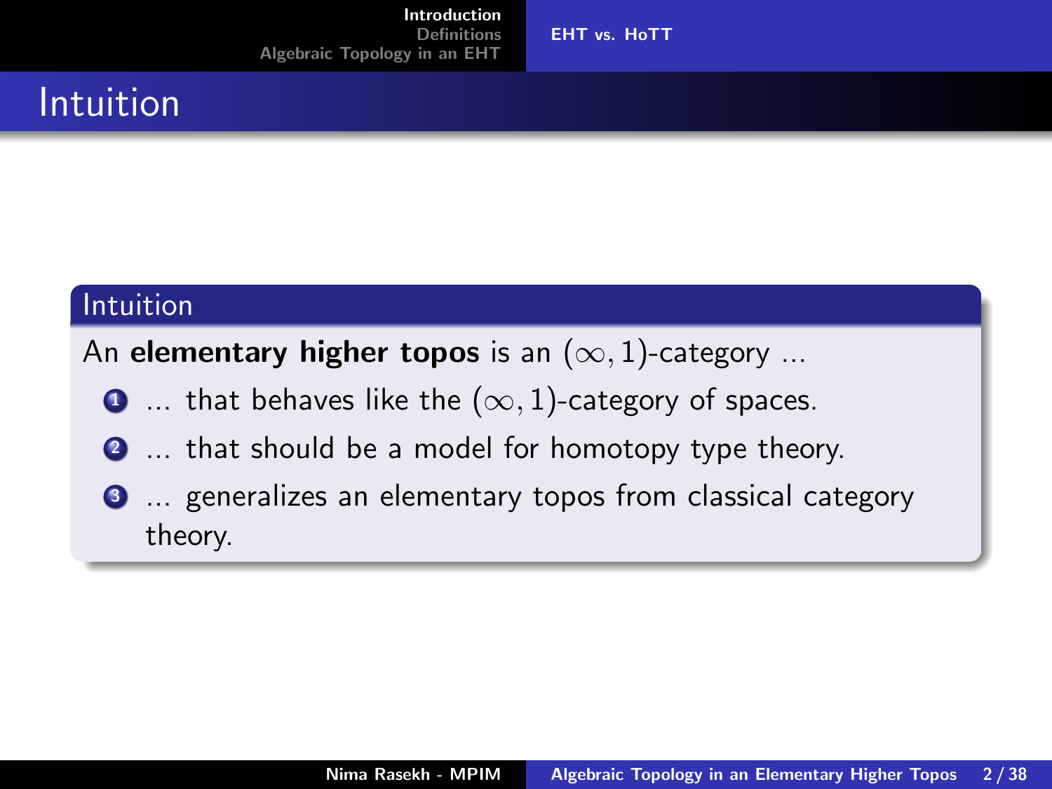# Intuition

## Intuition

An **elementary higher topos** is an $(\infty, 1)$-category ...

1. ... that behaves like the $(\infty, 1)$-category of spaces.
2. ... that should be a model for homotopy type theory.
3. ... generalizes an elementary topos from classical category theory.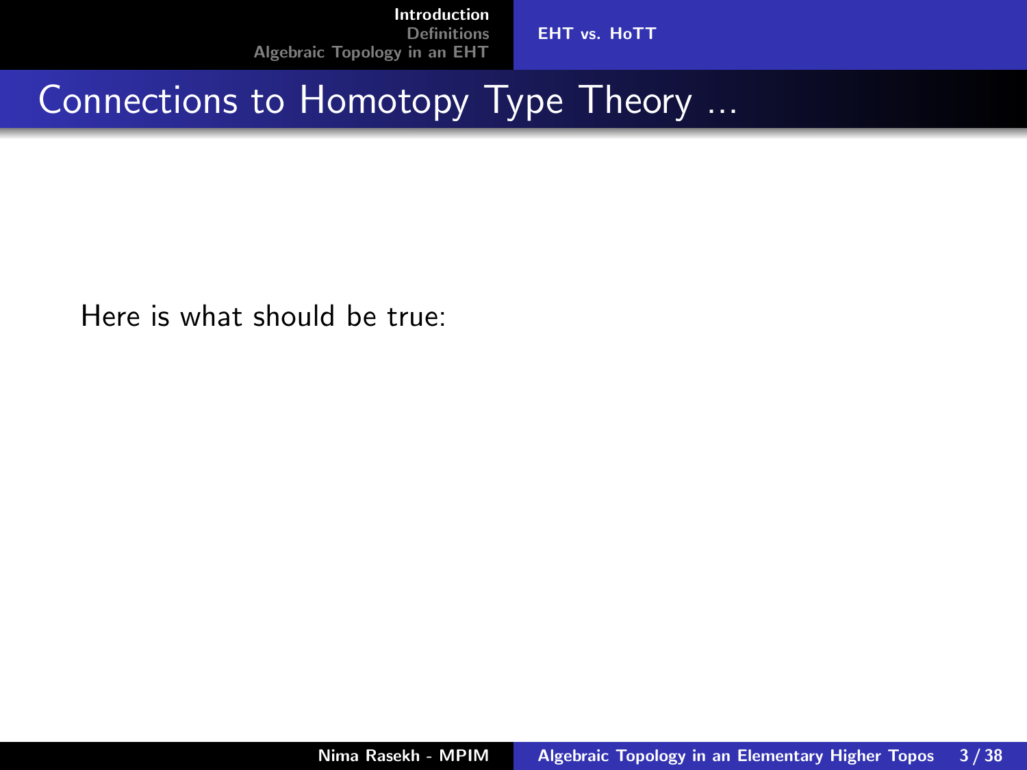# Connections to Homotopy Type Theory ...

Here is what should be true: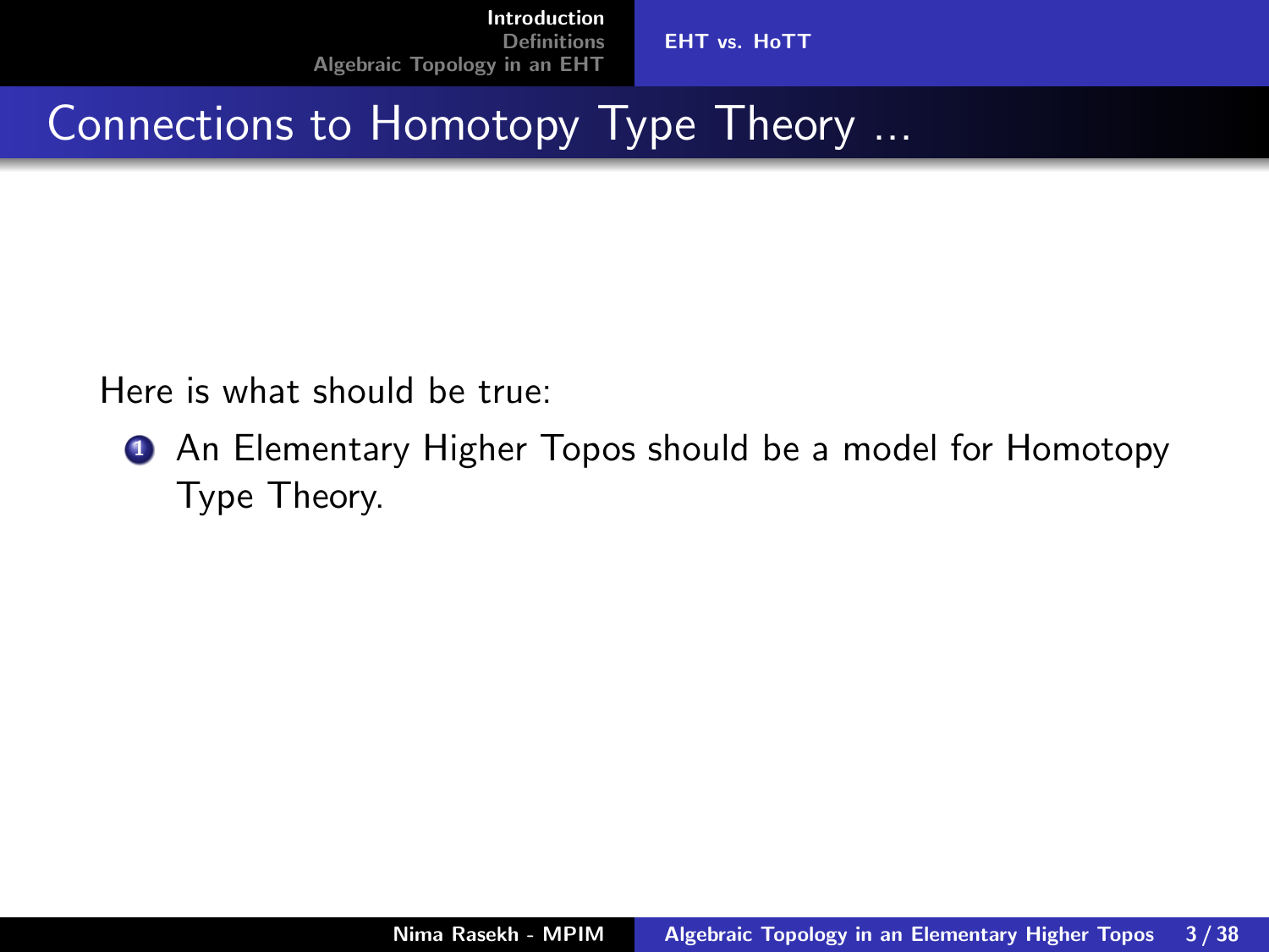# Connections to Homotopy Type Theory ...

Here is what should be true:

1. An Elementary Higher Topos should be a model for Homotopy Type Theory.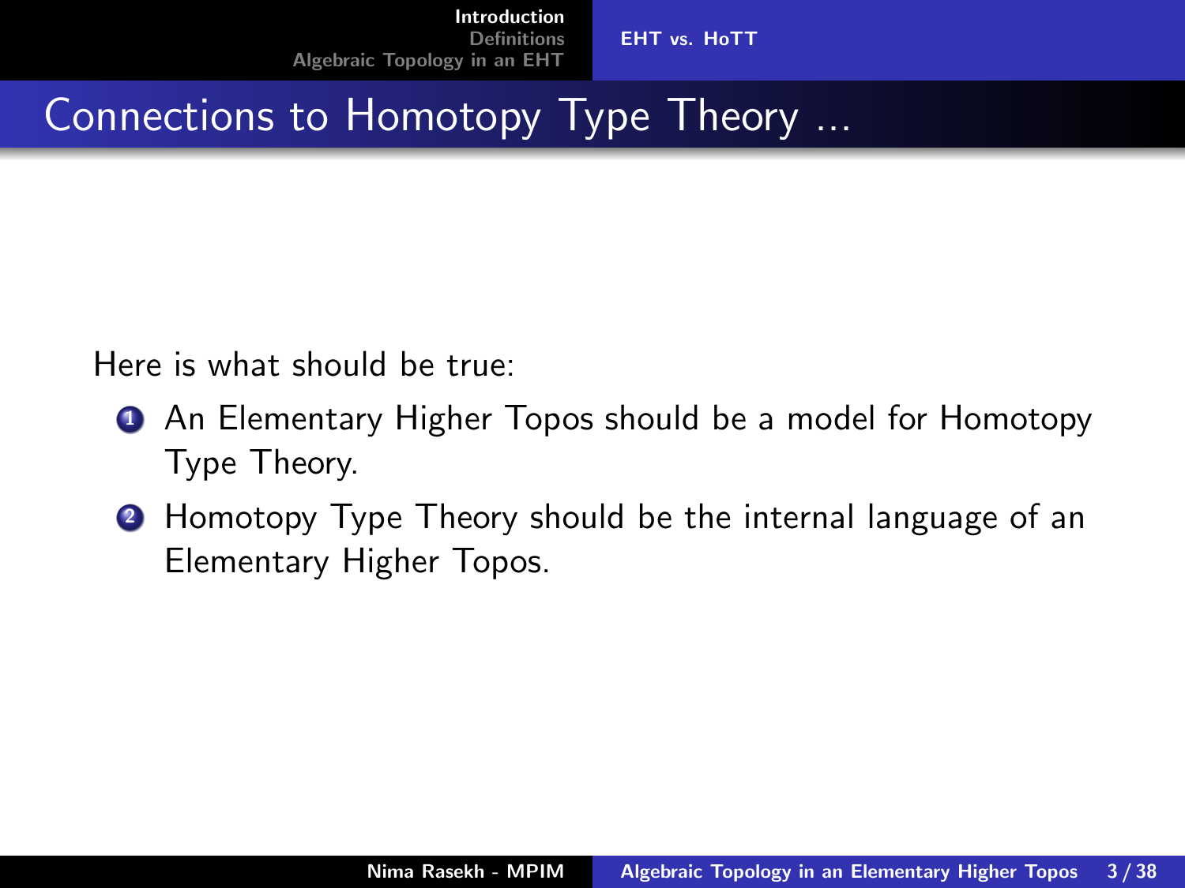# Connections to Homotopy Type Theory ...

Here is what should be true:

1. An Elementary Higher Topos should be a model for Homotopy Type Theory.
2. Homotopy Type Theory should be the internal language of an Elementary Higher Topos.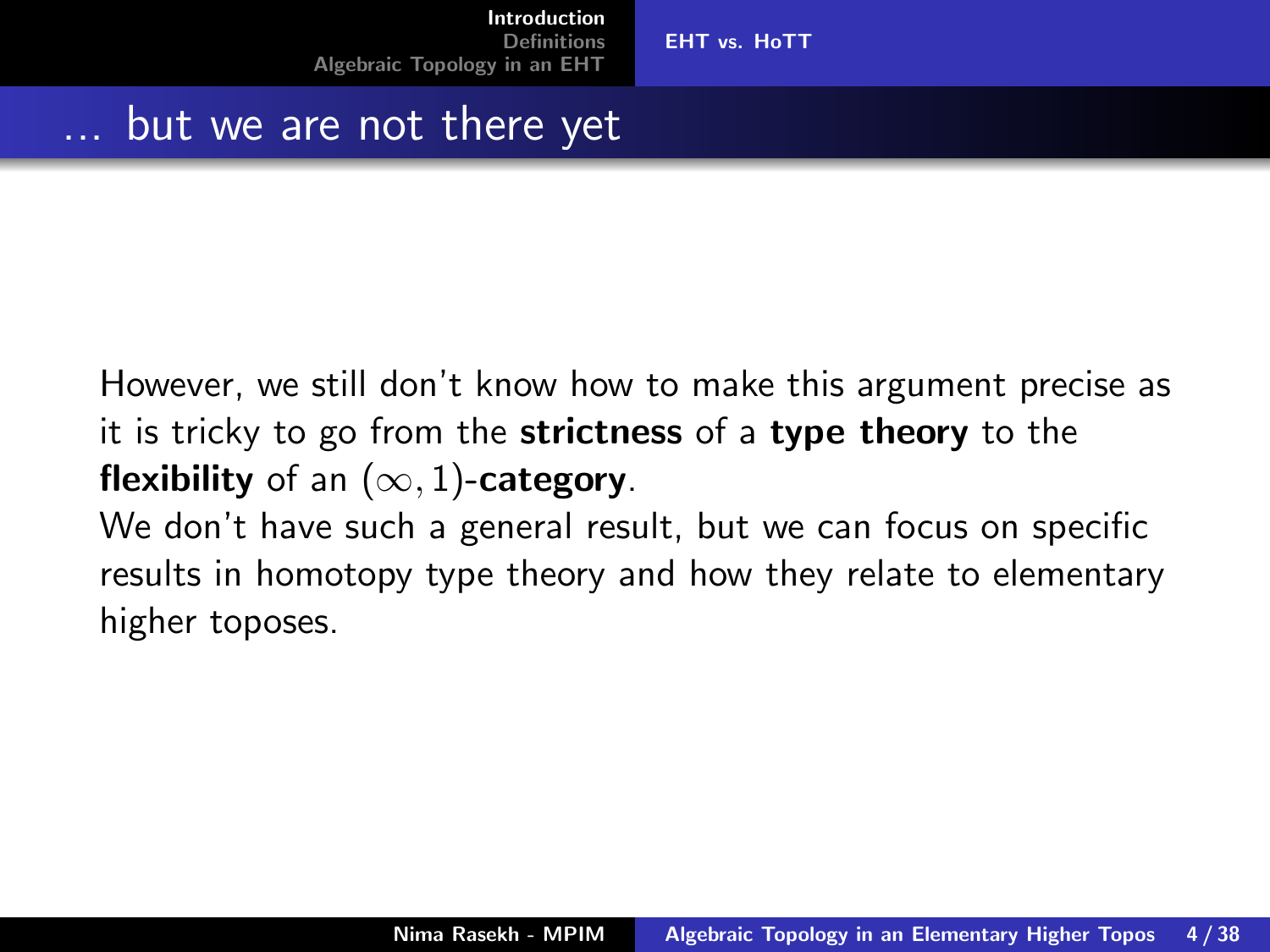# … but we are not there yet

However, we still don't know how to make this argument precise as it is tricky to go from the **strictness** of a **type theory** to the **flexibility** of an $(\infty, 1)$-**category**.

We don't have such a general result, but we can focus on specific results in homotopy type theory and how they relate to elementary higher toposes.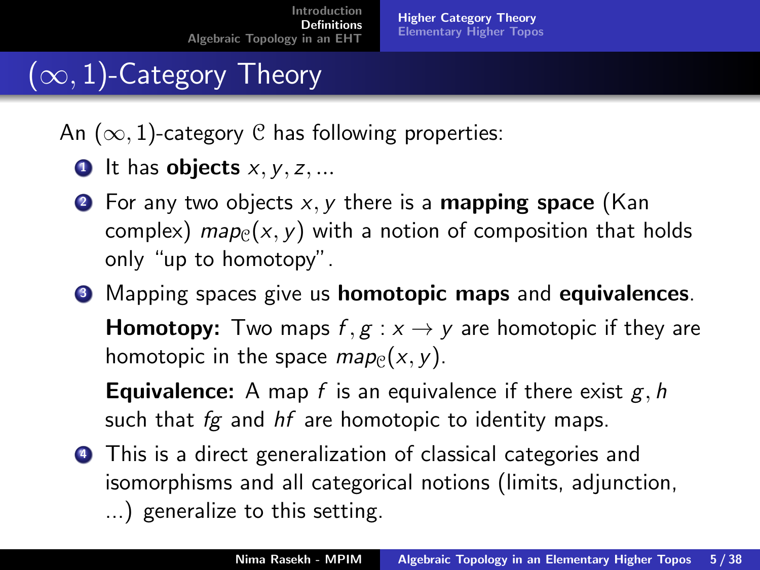# $(\infty, 1)$-Category Theory

An $(\infty, 1)$-category $\mathcal{C}$ has following properties:

1. It has **objects** $x, y, z, ...$
2. For any two objects $x, y$ there is a **mapping space** (Kan complex) $map_{\mathcal{C}}(x, y)$ with a notion of composition that holds only "up to homotopy".
3. Mapping spaces give us **homotopic maps** and **equivalences**.

   **Homotopy:** Two maps $f, g : x \to y$ are homotopic if they are homotopic in the space $map_{\mathcal{C}}(x, y)$.

   **Equivalence:** A map $f$ is an equivalence if there exist $g, h$ such that $fg$ and $hf$ are homotopic to identity maps.
4. This is a direct generalization of classical categories and isomorphisms and all categorical notions (limits, adjunction, ...) generalize to this setting.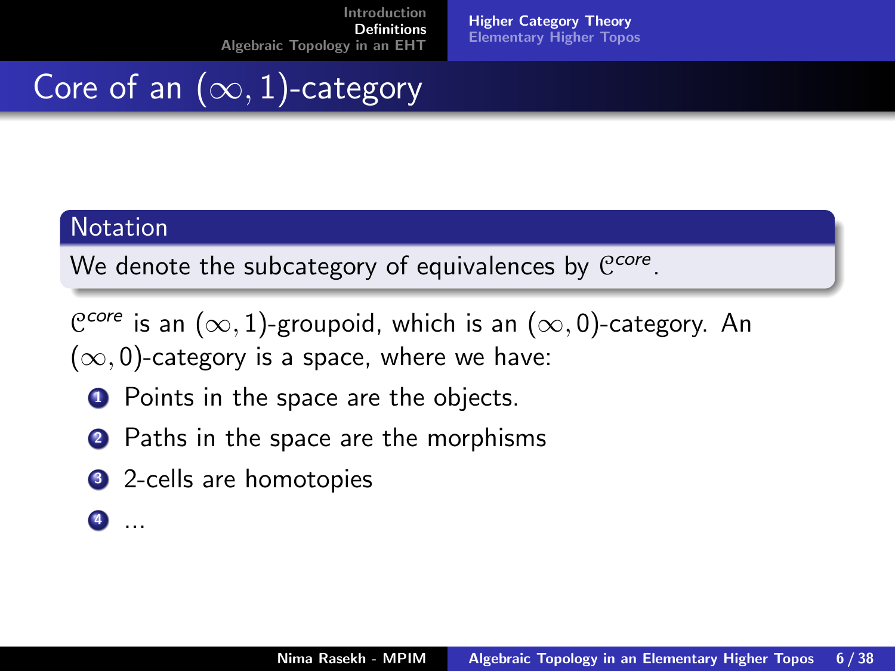# Core of an $(\infty, 1)$-category

**Notation**

We denote the subcategory of equivalences by $\mathcal{C}^{core}$.

$\mathcal{C}^{core}$ is an $(\infty, 1)$-groupoid, which is an $(\infty, 0)$-category. An $(\infty, 0)$-category is a space, where we have:

1. Points in the space are the objects.
2. Paths in the space are the morphisms
3. 2-cells are homotopies
4. ...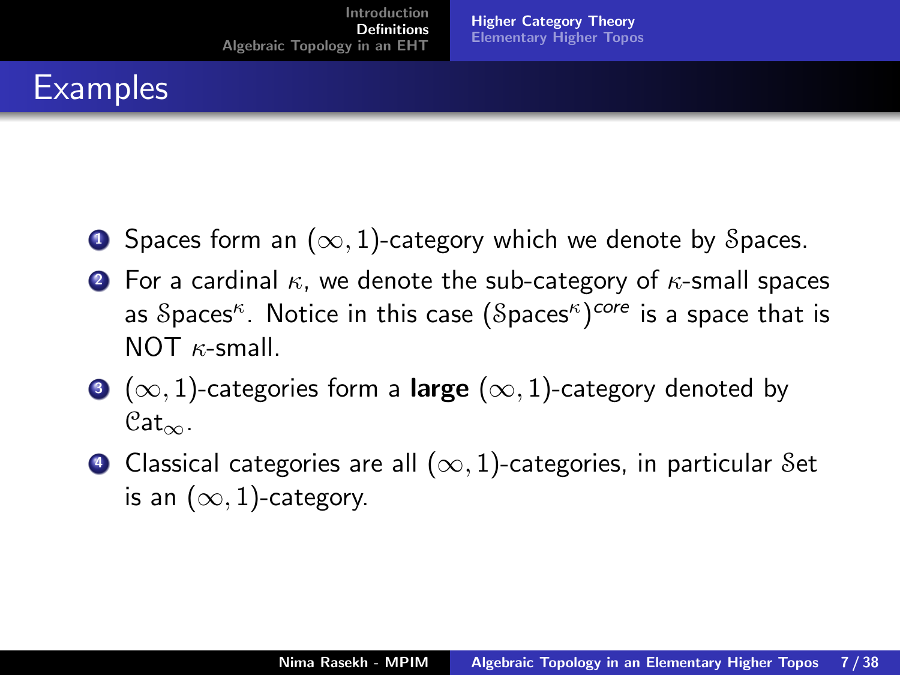# Examples

1. Spaces form an $(\infty, 1)$-category which we denote by $\mathcal{S}$paces.
2. For a cardinal $\kappa$, we denote the sub-category of $\kappa$-small spaces as $\mathcal{S}\text{paces}^{\kappa}$. Notice in this case $(\mathcal{S}\text{paces}^{\kappa})^{core}$ is a space that is NOT $\kappa$-small.
3. $(\infty, 1)$-categories form a **large** $(\infty, 1)$-category denoted by $\mathcal{C}\text{at}_{\infty}$.
4. Classical categories are all $(\infty, 1)$-categories, in particular $\mathcal{S}$et is an $(\infty, 1)$-category.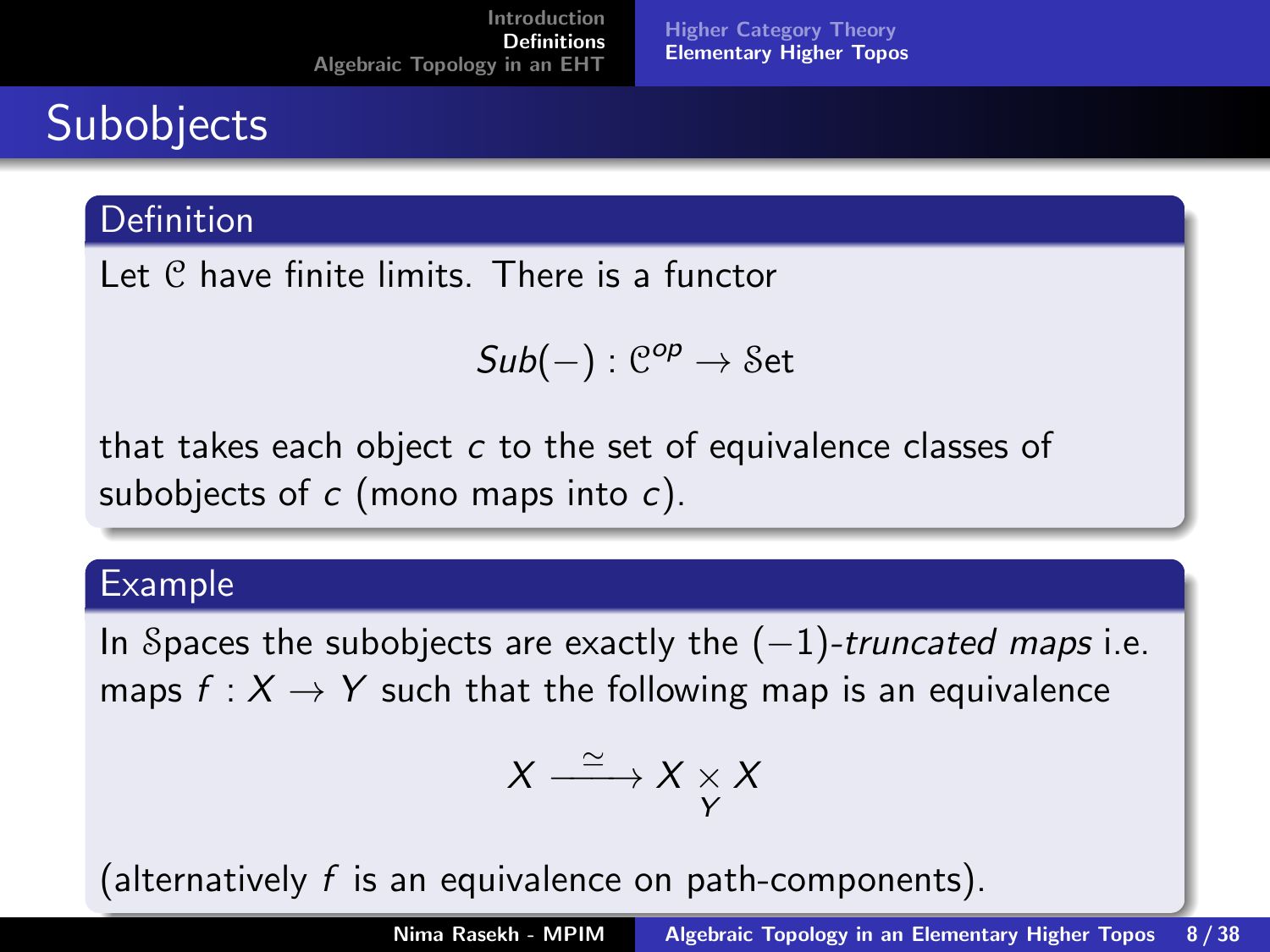# Subobjects

## Definition

Let $\mathcal{C}$ have finite limits. There is a functor

$$Sub(-) : \mathcal{C}^{op} \to \mathcal{S}\text{et}$$

that takes each object $c$ to the set of equivalence classes of subobjects of $c$ (mono maps into $c$).

## Example

In $\mathcal{S}$paces the subobjects are exactly the $(-1)$-*truncated maps* i.e. maps $f : X \to Y$ such that the following map is an equivalence

$$X \xrightarrow{\simeq} X \underset{Y}{\times} X$$

(alternatively $f$ is an equivalence on path-components).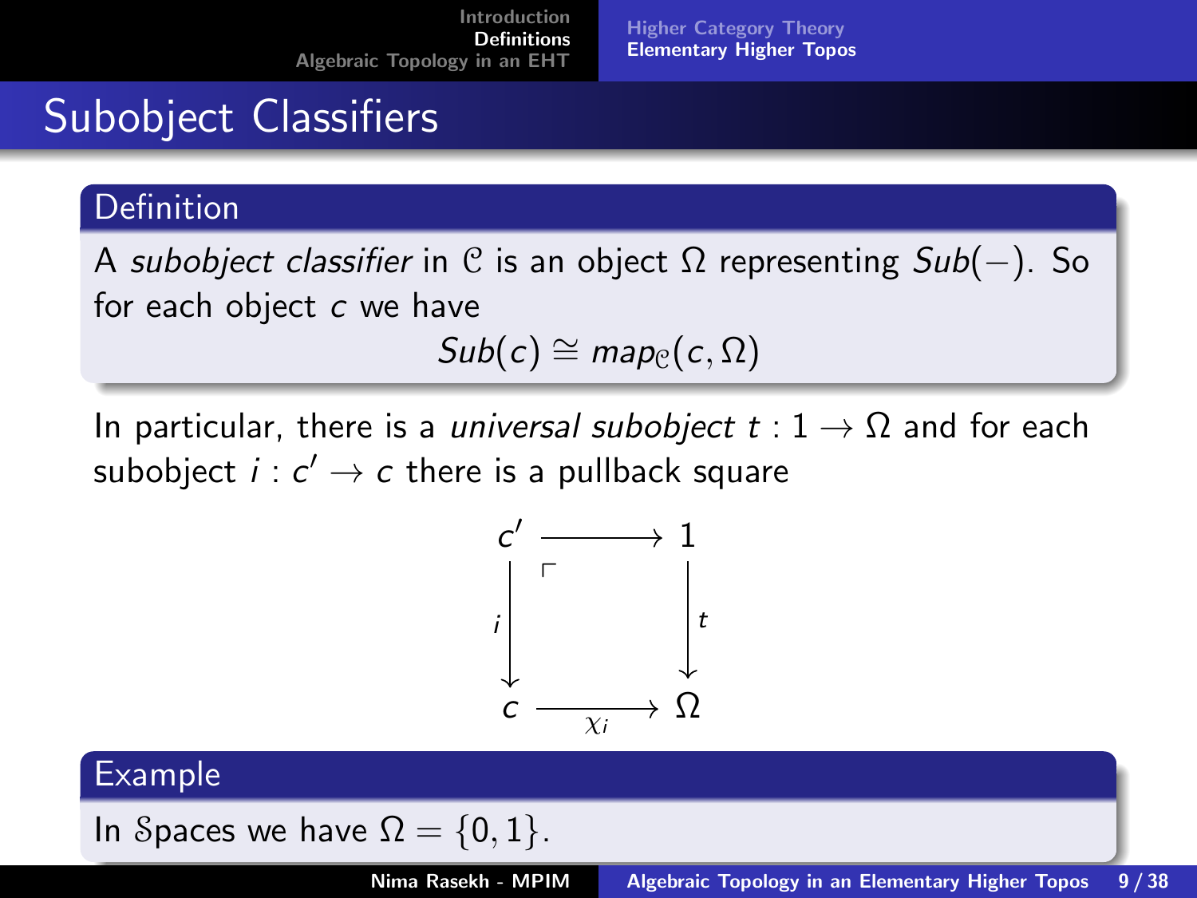# Subobject Classifiers

**Definition**

A *subobject classifier* in $\mathcal{C}$ is an object $\Omega$ representing $Sub(-)$. So for each object $c$ we have

$$Sub(c) \cong map_{\mathcal{C}}(c, \Omega)$$

In particular, there is a *universal subobject* $t : 1 \to \Omega$ and for each subobject $i : c' \to c$ there is a pullback square

$$\begin{array}{ccc} c' & \longrightarrow & 1 \\ {\scriptstyle i}\downarrow & \ulcorner & \downarrow{\scriptstyle t} \\ c & \xrightarrow[\chi_i]{} & \Omega \end{array}$$

**Example**

In $\mathcal{S}$paces we have $\Omega = \{0, 1\}$.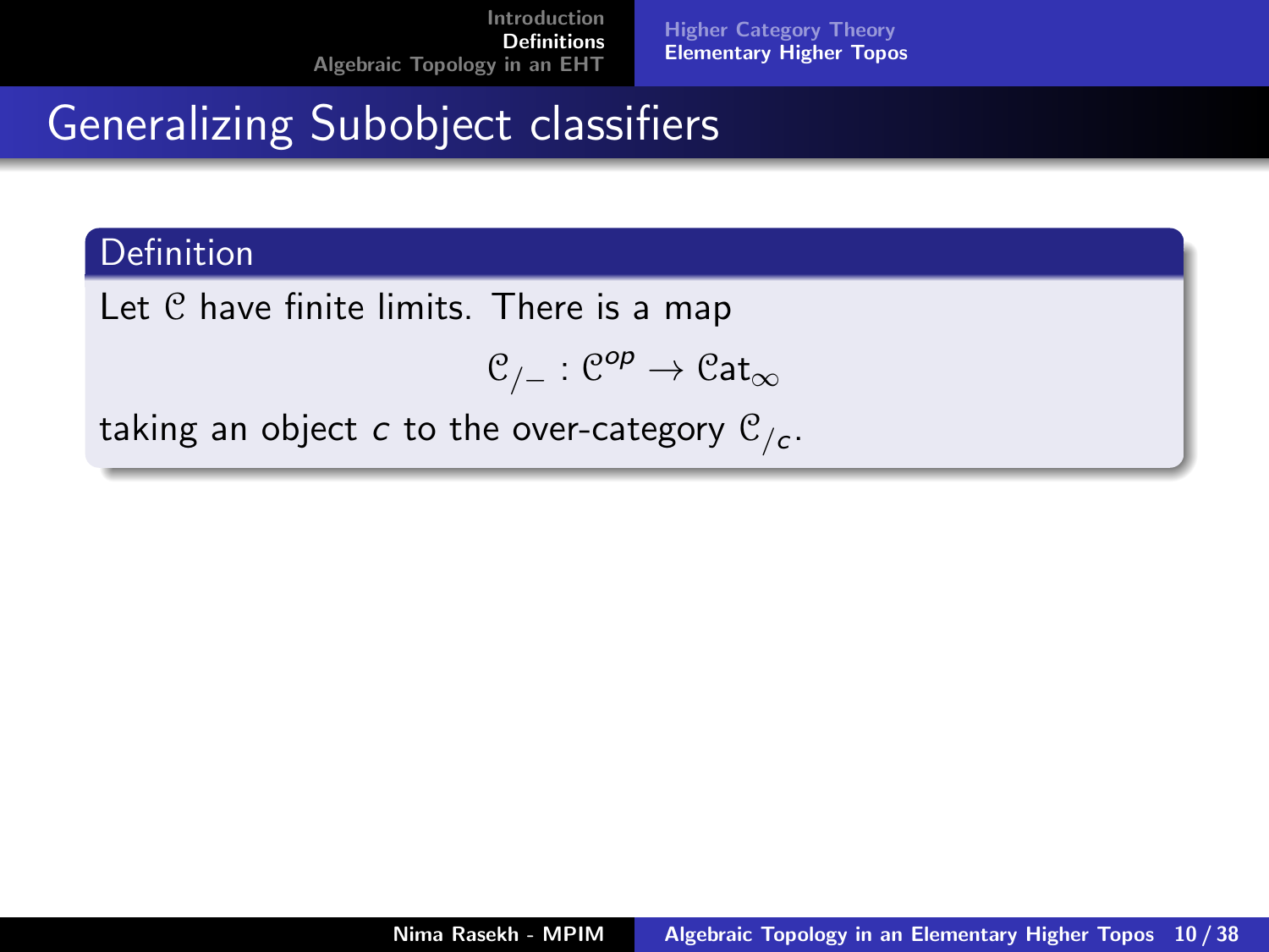# Generalizing Subobject classifiers

**Definition**

Let $\mathcal{C}$ have finite limits. There is a map

$$\mathcal{C}_{/-} : \mathcal{C}^{op} \to \mathcal{C}\text{at}_\infty$$

taking an object $c$ to the over-category $\mathcal{C}_{/c}$.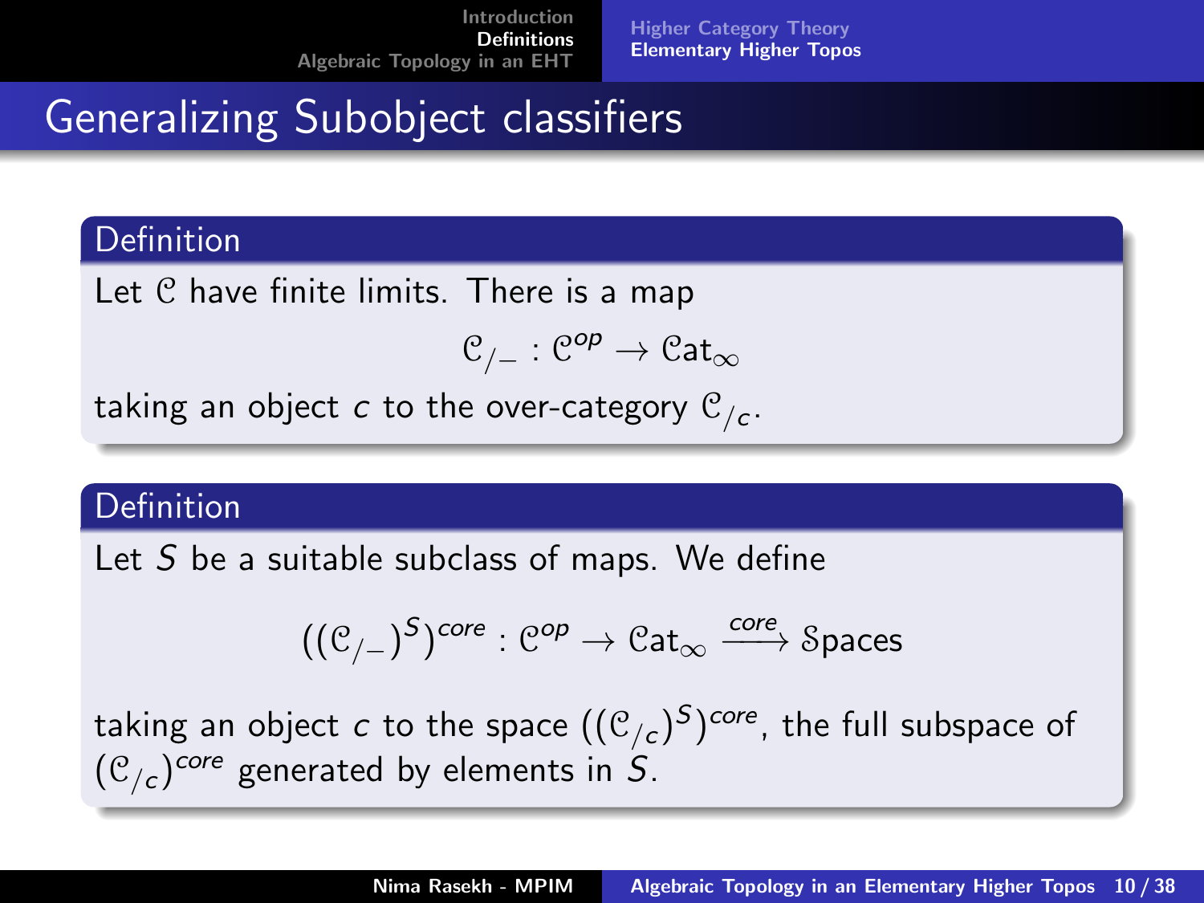# Generalizing Subobject classifiers

**Definition**

Let $\mathcal{C}$ have finite limits. There is a map

$$\mathcal{C}_{/-} : \mathcal{C}^{op} \to \mathcal{C}at_\infty$$

taking an object $c$ to the over-category $\mathcal{C}_{/c}$.

**Definition**

Let $S$ be a suitable subclass of maps. We define

$$((\mathcal{C}_{/-})^S)^{core} : \mathcal{C}^{op} \to \mathcal{C}at_\infty \xrightarrow{core} \mathcal{S}paces$$

taking an object $c$ to the space $((\mathcal{C}_{/c})^S)^{core}$, the full subspace of $(\mathcal{C}_{/c})^{core}$ generated by elements in $S$.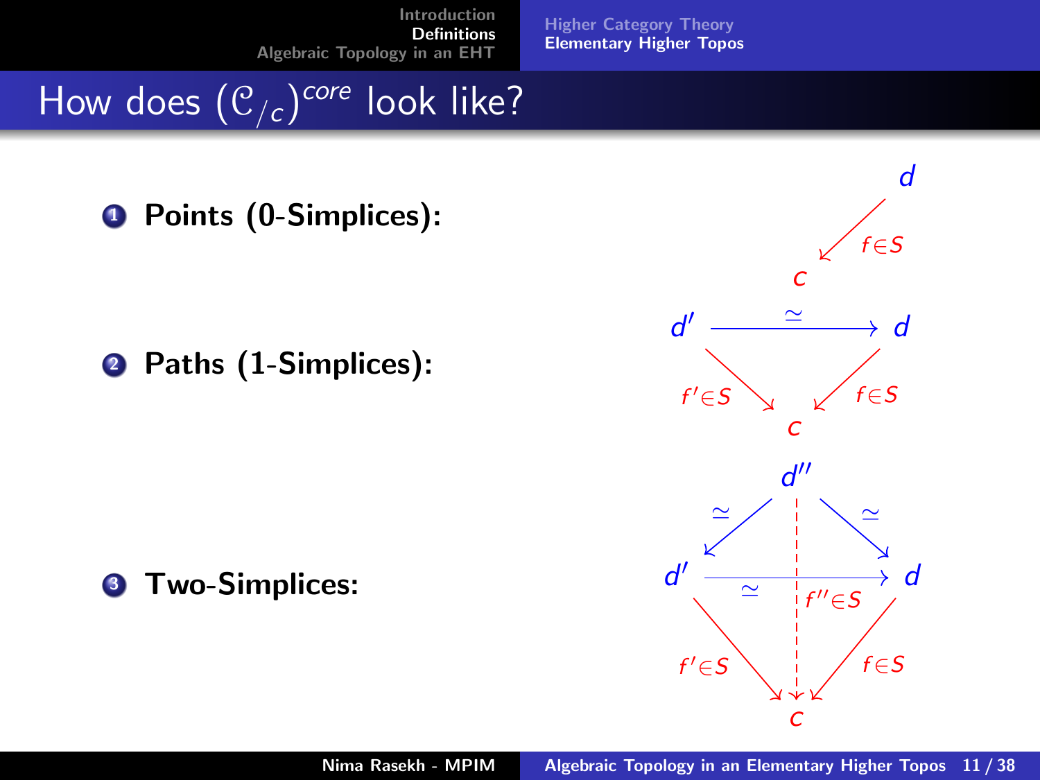# How does $(\mathcal{C}_{/c})^{core}$ look like?

1. **Points (0-Simplices):**

$$d \xrightarrow{f \in S} c$$

2. **Paths (1-Simplices):**

$$d' \xrightarrow{\simeq} d, \quad f' \in S : d' \to c, \quad f \in S : d \to c$$

3. **Two-Simplices:**

$$d'' \xrightarrow{\simeq} d', \quad d'' \xrightarrow{\simeq} d, \quad d' \xrightarrow{\simeq} d, \quad f' \in S : d' \to c, \quad f'' \in S : d'' \to c, \quad f \in S : d \to c$$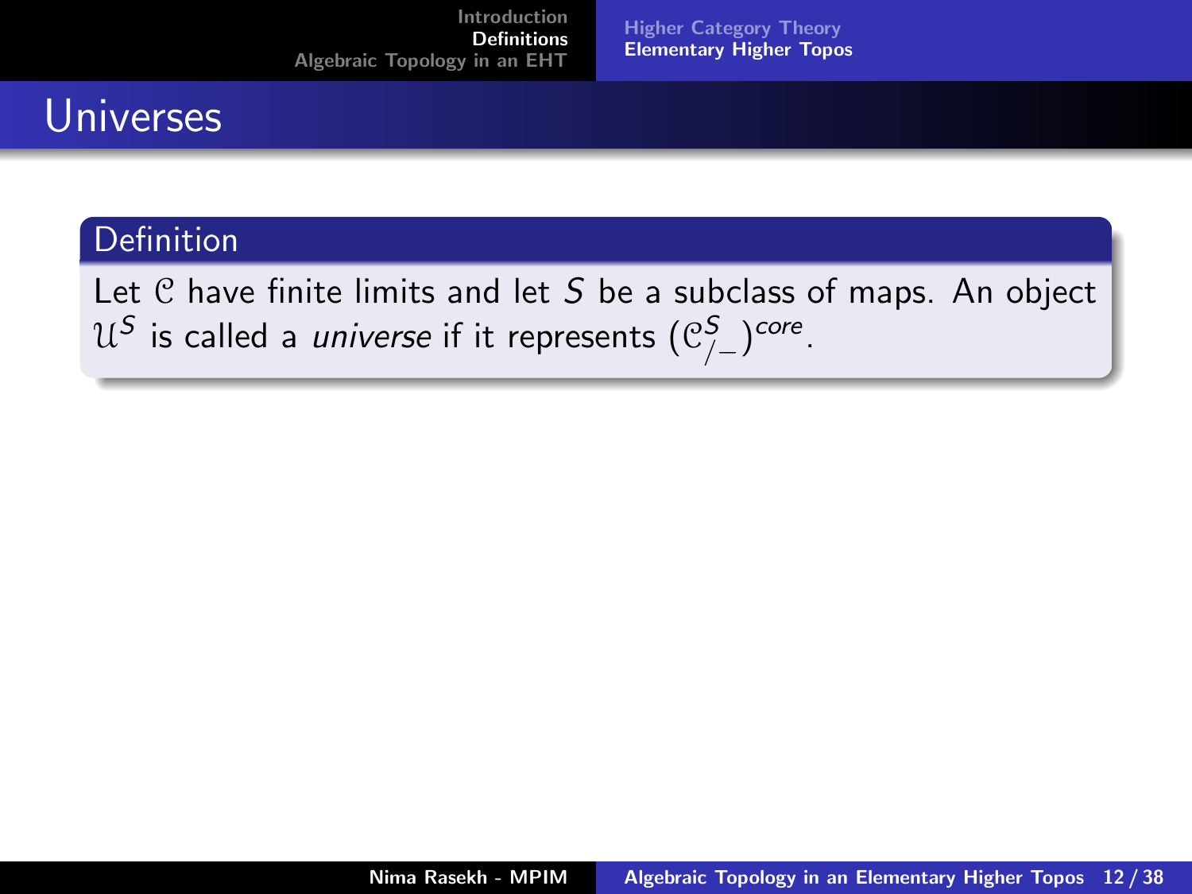# Universes

**Definition**

Let $\mathcal{C}$ have finite limits and let $S$ be a subclass of maps. An object $\mathcal{U}^S$ is called a *universe* if it represents $(\mathcal{C}^S_{/-})^{core}$.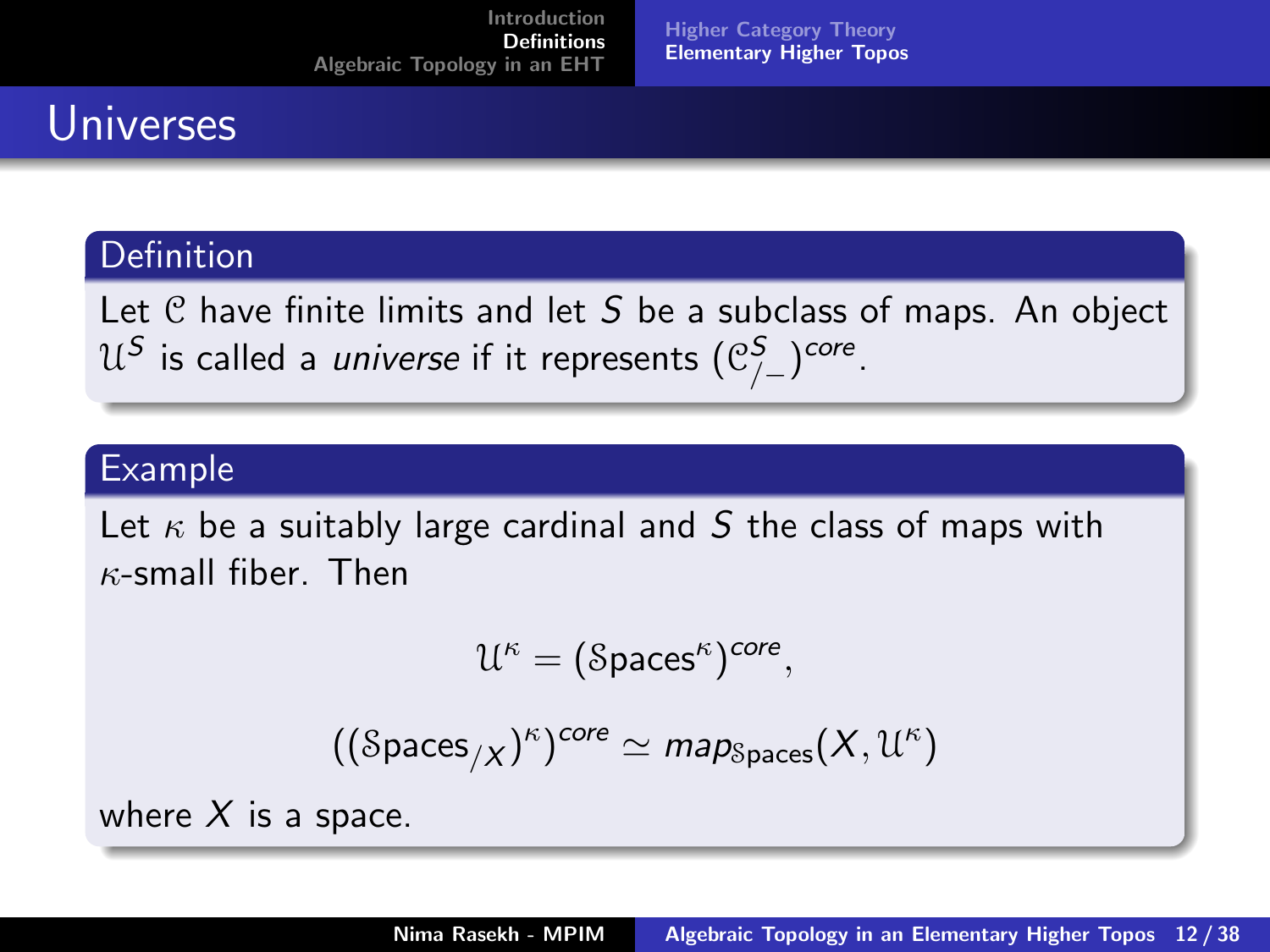# Universes

## Definition

Let $\mathcal{C}$ have finite limits and let $S$ be a subclass of maps. An object $\mathcal{U}^S$ is called a *universe* if it represents $(\mathcal{C}^S_{/-})^{core}$.

## Example

Let $\kappa$ be a suitably large cardinal and $S$ the class of maps with $\kappa$-small fiber. Then

$$\mathcal{U}^\kappa = (\mathcal{S}\text{paces}^\kappa)^{core},$$

$$((\mathcal{S}\text{paces}_{/X})^\kappa)^{core} \simeq map_{\mathcal{S}\text{paces}}(X, \mathcal{U}^\kappa)$$

where $X$ is a space.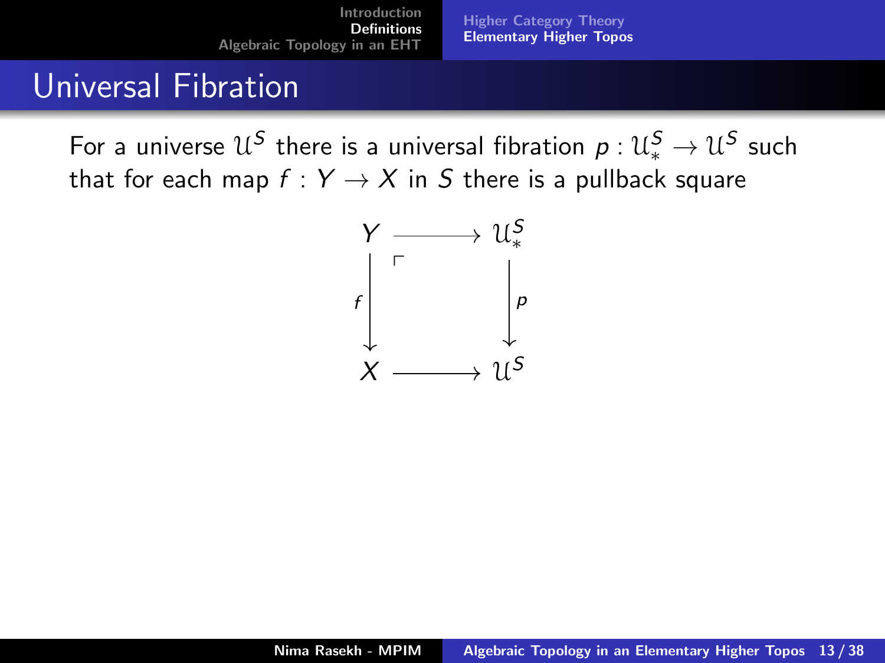# Universal Fibration

For a universe $\mathcal{U}^S$ there is a universal fibration $p : \mathcal{U}^S_* \to \mathcal{U}^S$ such that for each map $f : Y \to X$ in $S$ there is a pullback square

$$
\begin{array}{ccc}
Y & \longrightarrow & \mathcal{U}^S_* \\
{\scriptstyle f}\downarrow & \ulcorner & \downarrow{\scriptstyle p} \\
X & \longrightarrow & \mathcal{U}^S
\end{array}
$$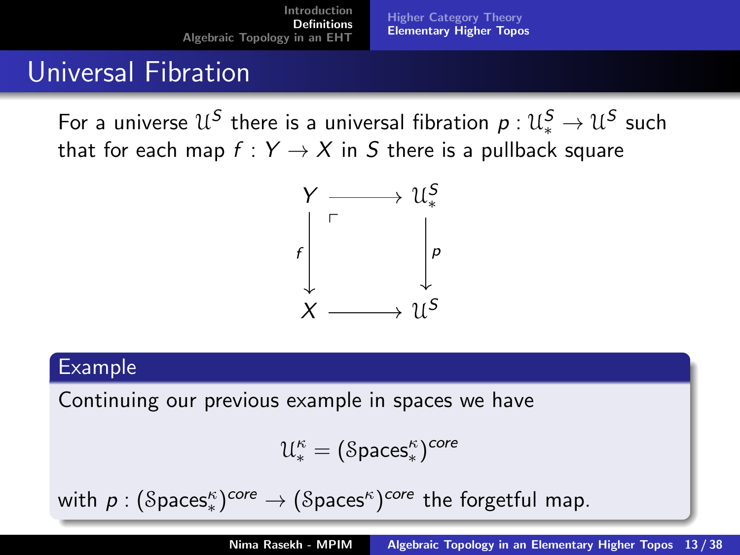# Universal Fibration

For a universe $\mathcal{U}^S$ there is a universal fibration $p : \mathcal{U}^S_* \to \mathcal{U}^S$ such that for each map $f : Y \to X$ in $S$ there is a pullback square

$$\begin{array}{ccc} Y & \longrightarrow & \mathcal{U}^S_* \\ {\scriptstyle f}\downarrow & \ulcorner & \downarrow{\scriptstyle p} \\ X & \longrightarrow & \mathcal{U}^S \end{array}$$

**Example**

Continuing our previous example in spaces we have

$$\mathcal{U}^\kappa_* = (\mathcal{S}\text{paces}^\kappa_*)^{core}$$

with $p : (\mathcal{S}\text{paces}^\kappa_*)^{core} \to (\mathcal{S}\text{paces}^\kappa)^{core}$ the forgetful map.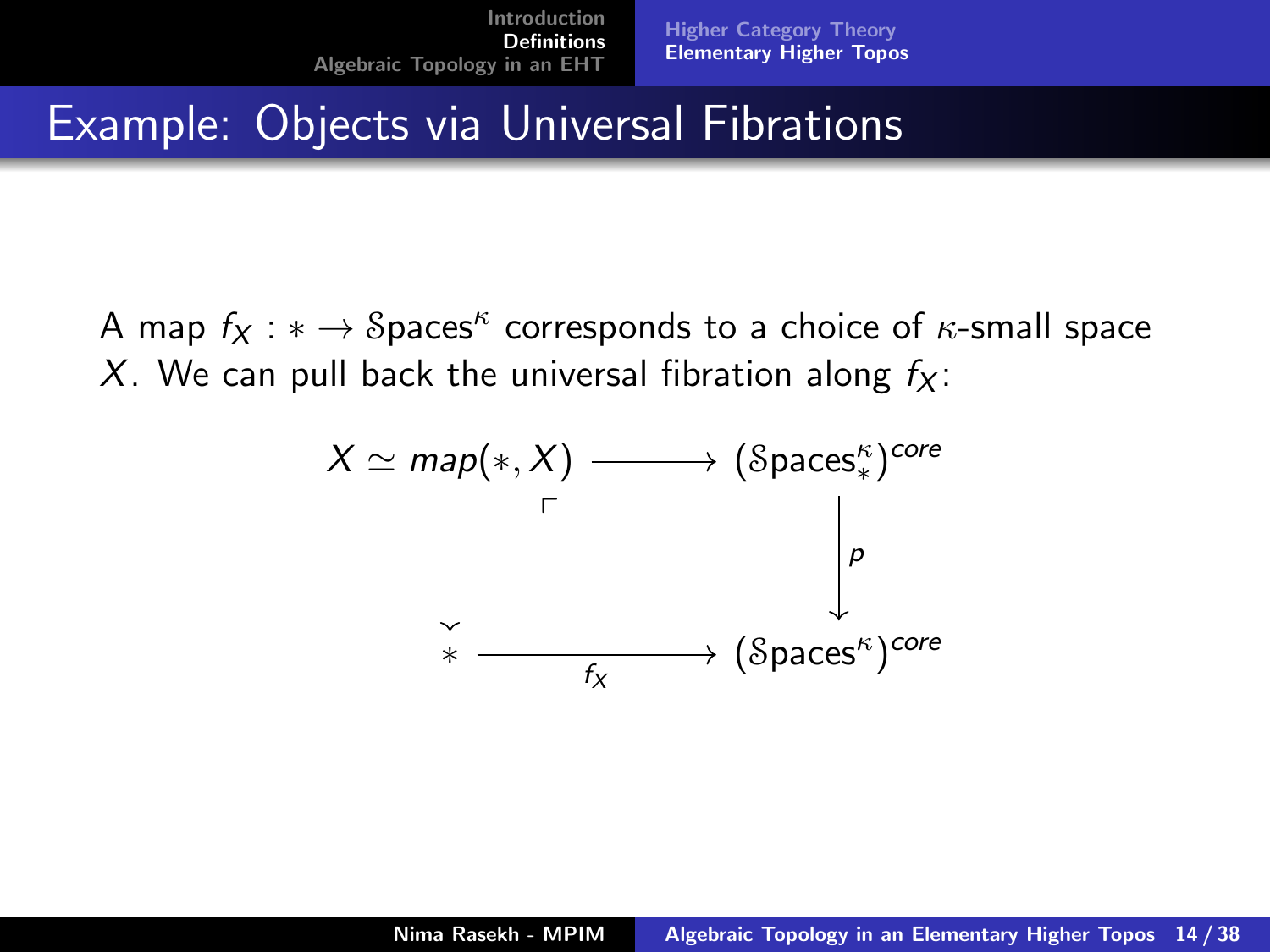## Example: Objects via Universal Fibrations

A map $f_X : * \to \mathcal{S}\text{paces}^\kappa$ corresponds to a choice of $\kappa$-small space $X$. We can pull back the universal fibration along $f_X$:

$$
\begin{array}{ccc}
X \simeq map(*, X) & \longrightarrow & (\mathcal{S}\text{paces}^\kappa_*)^{core} \\
\downarrow & \ulcorner & \downarrow p \\
* & \xrightarrow[f_X]{} & (\mathcal{S}\text{paces}^\kappa)^{core}
\end{array}
$$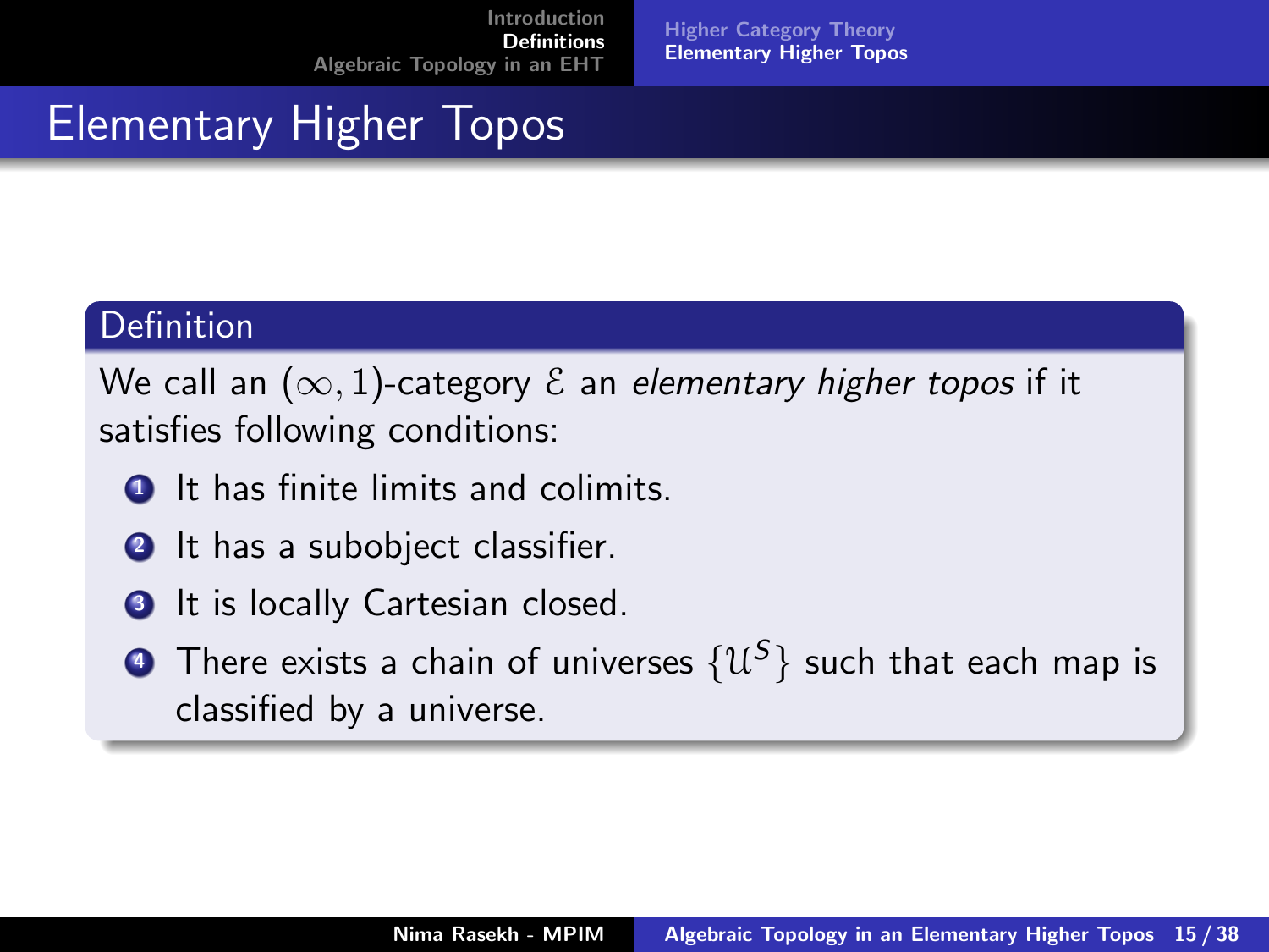# Elementary Higher Topos

**Definition**

We call an $(\infty, 1)$-category $\mathcal{E}$ an *elementary higher topos* if it satisfies following conditions:

1. It has finite limits and colimits.
2. It has a subobject classifier.
3. It is locally Cartesian closed.
4. There exists a chain of universes $\{\mathcal{U}^S\}$ such that each map is classified by a universe.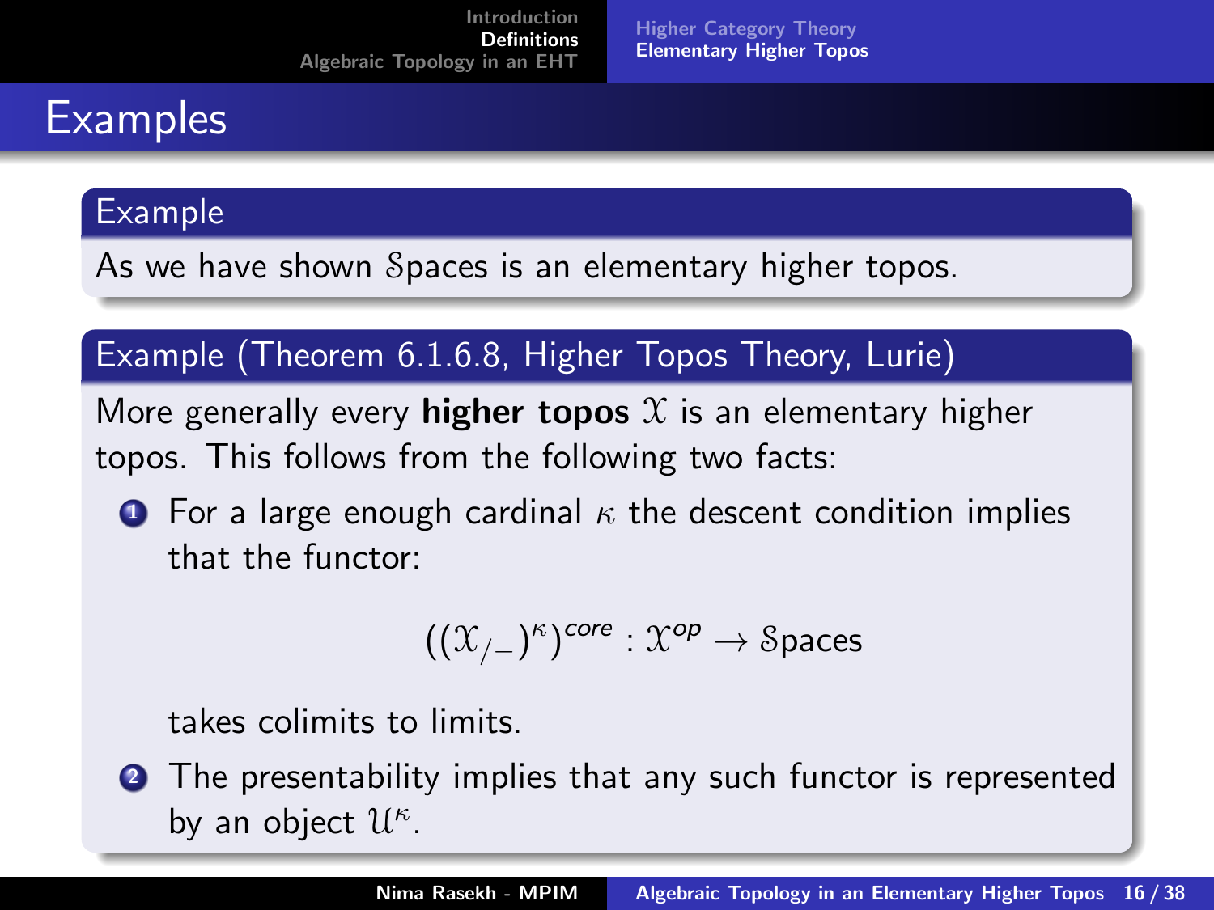# Examples

**Example**

As we have shown $\mathcal{S}$paces is an elementary higher topos.

**Example (Theorem 6.1.6.8, Higher Topos Theory, Lurie)**

More generally every **higher topos** $\mathcal{X}$ is an elementary higher topos. This follows from the following two facts:

1. For a large enough cardinal $\kappa$ the descent condition implies that the functor:

$$((\mathcal{X}_{/-})^{\kappa})^{core} : \mathcal{X}^{op} \to \mathcal{S}\text{paces}$$

   takes colimits to limits.

2. The presentability implies that any such functor is represented by an object $\mathcal{U}^{\kappa}$.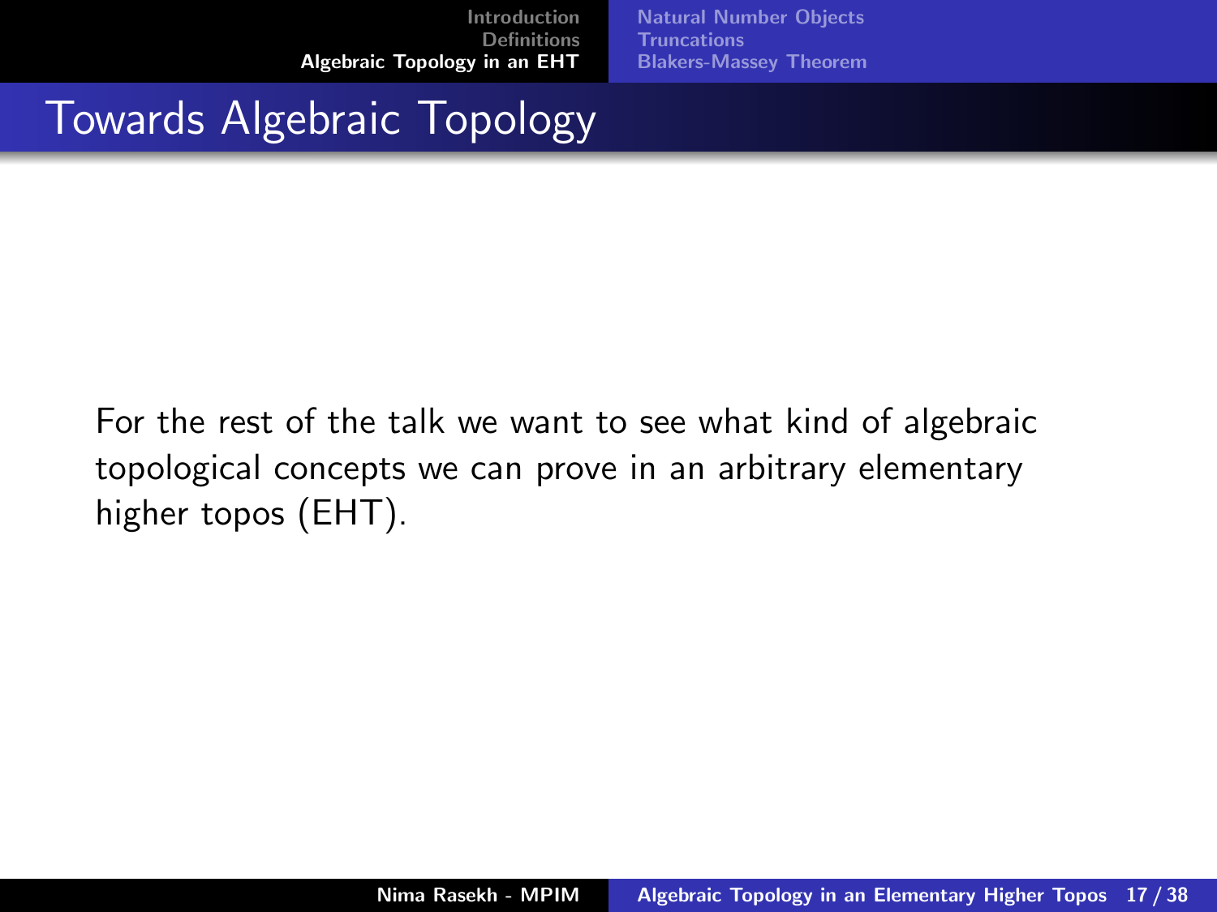# Towards Algebraic Topology

For the rest of the talk we want to see what kind of algebraic topological concepts we can prove in an arbitrary elementary higher topos (EHT).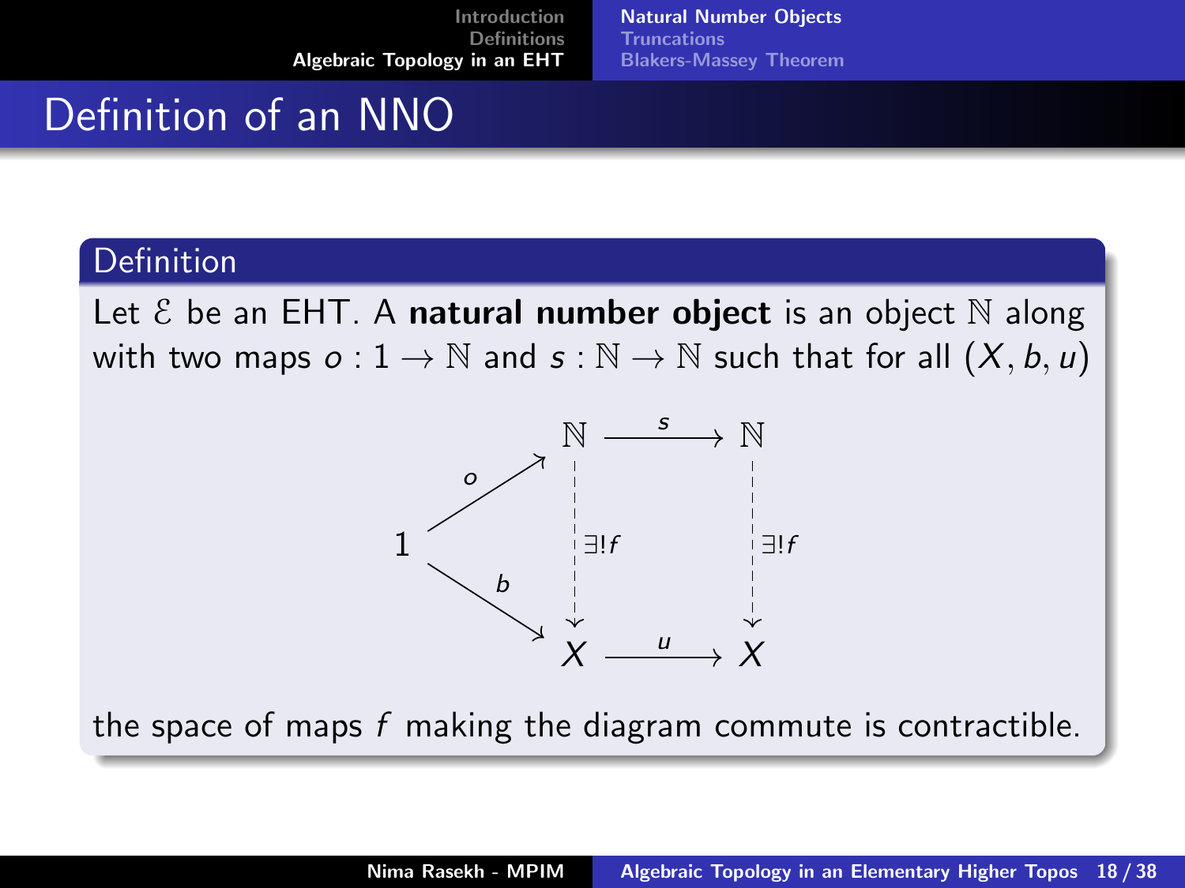# Definition of an NNO

**Definition**

Let $\mathcal{E}$ be an EHT. A **natural number object** is an object $\mathbb{N}$ along with two maps $o : 1 \to \mathbb{N}$ and $s : \mathbb{N} \to \mathbb{N}$ such that for all $(X, b, u)$

$$
\begin{array}{ccccc}
 & & \mathbb{N} & \xrightarrow{s} & \mathbb{N} \\
 & \overset{o}{\nearrow} & \Big\downarrow{\scriptstyle \exists! f} & & \Big\downarrow{\scriptstyle \exists! f} \\
1 & & & & \\
 & \underset{b}{\searrow} & & & \\
 & & X & \xrightarrow{u} & X
\end{array}
$$

the space of maps $f$ making the diagram commute is contractible.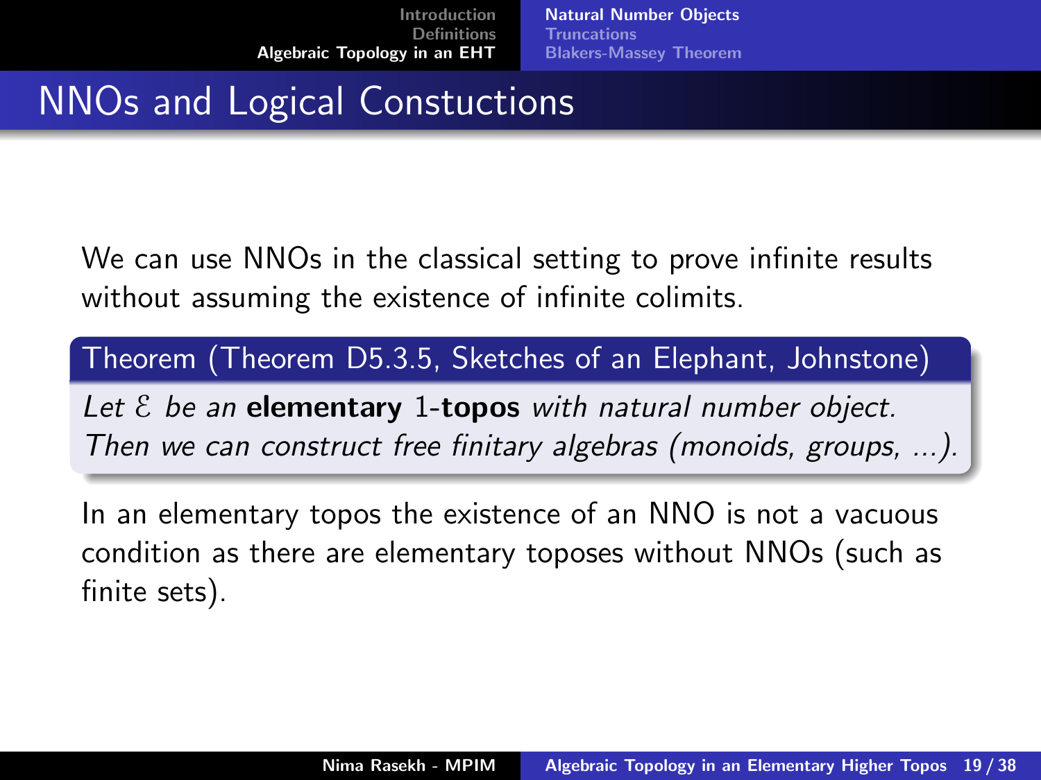# NNOs and Logical Constuctions

We can use NNOs in the classical setting to prove infinite results without assuming the existence of infinite colimits.

**Theorem (Theorem D5.3.5, Sketches of an Elephant, Johnstone)**

*Let $\mathcal{E}$ be an* **elementary** 1-**topos** *with natural number object. Then we can construct free finitary algebras (monoids, groups, ...).*

In an elementary topos the existence of an NNO is not a vacuous condition as there are elementary toposes without NNOs (such as finite sets).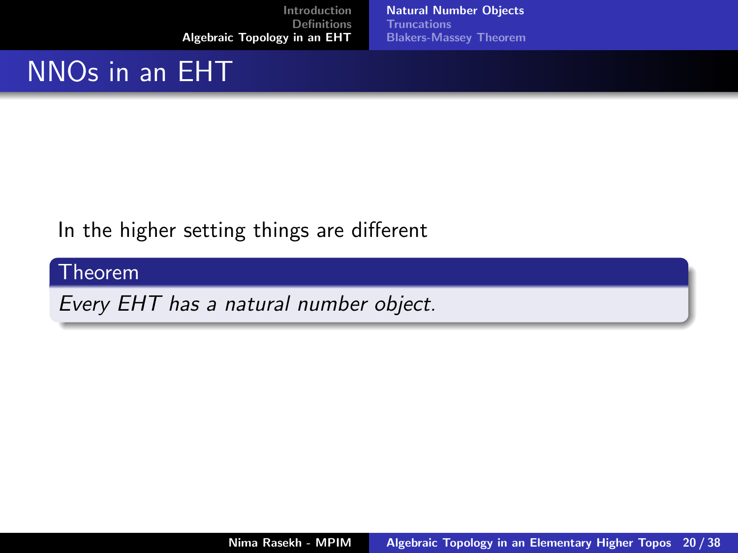# NNOs in an EHT

In the higher setting things are different

**Theorem**

*Every EHT has a natural number object.*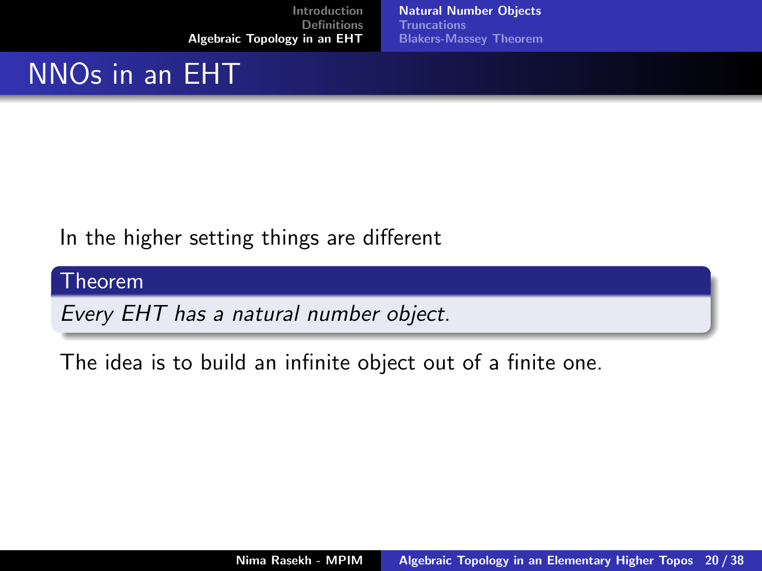# NNOs in an EHT

In the higher setting things are different

**Theorem**

*Every EHT has a natural number object.*

The idea is to build an infinite object out of a finite one.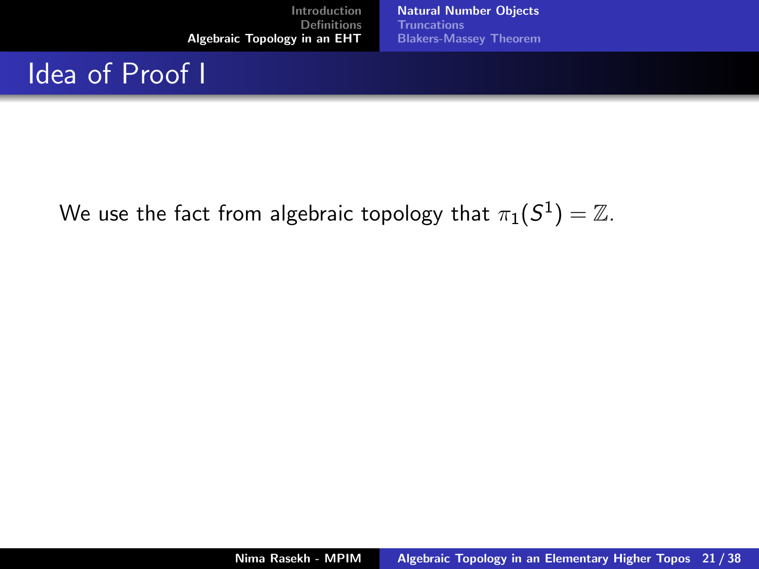# Idea of Proof I

We use the fact from algebraic topology that $\pi_1(S^1) = \mathbb{Z}$.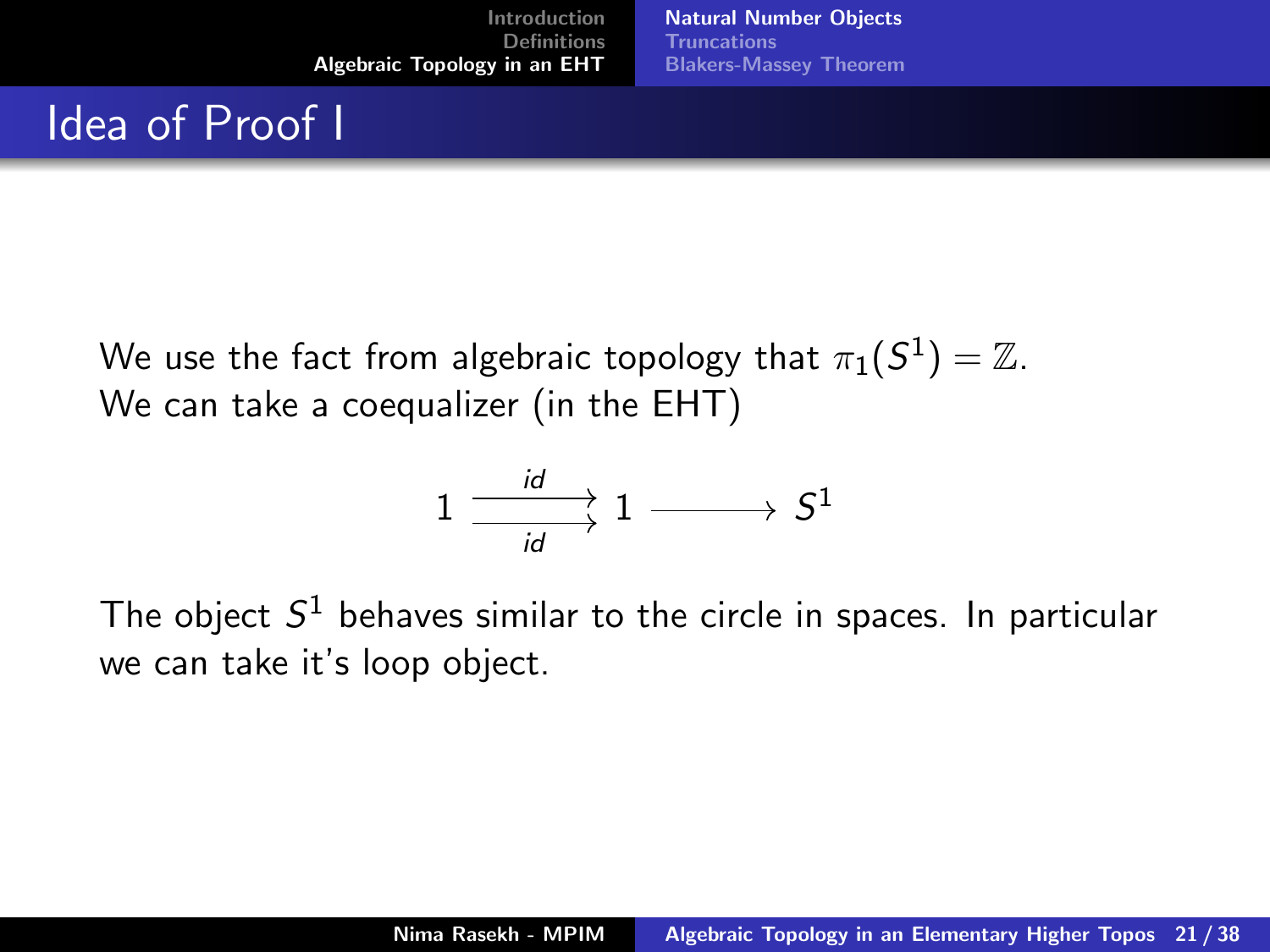# Idea of Proof I

We use the fact from algebraic topology that $\pi_1(S^1) = \mathbb{Z}$.
We can take a coequalizer (in the EHT)

$$1 \underset{id}{\overset{id}{\rightrightarrows}} 1 \longrightarrow S^1$$

The object $S^1$ behaves similar to the circle in spaces. In particular we can take it's loop object.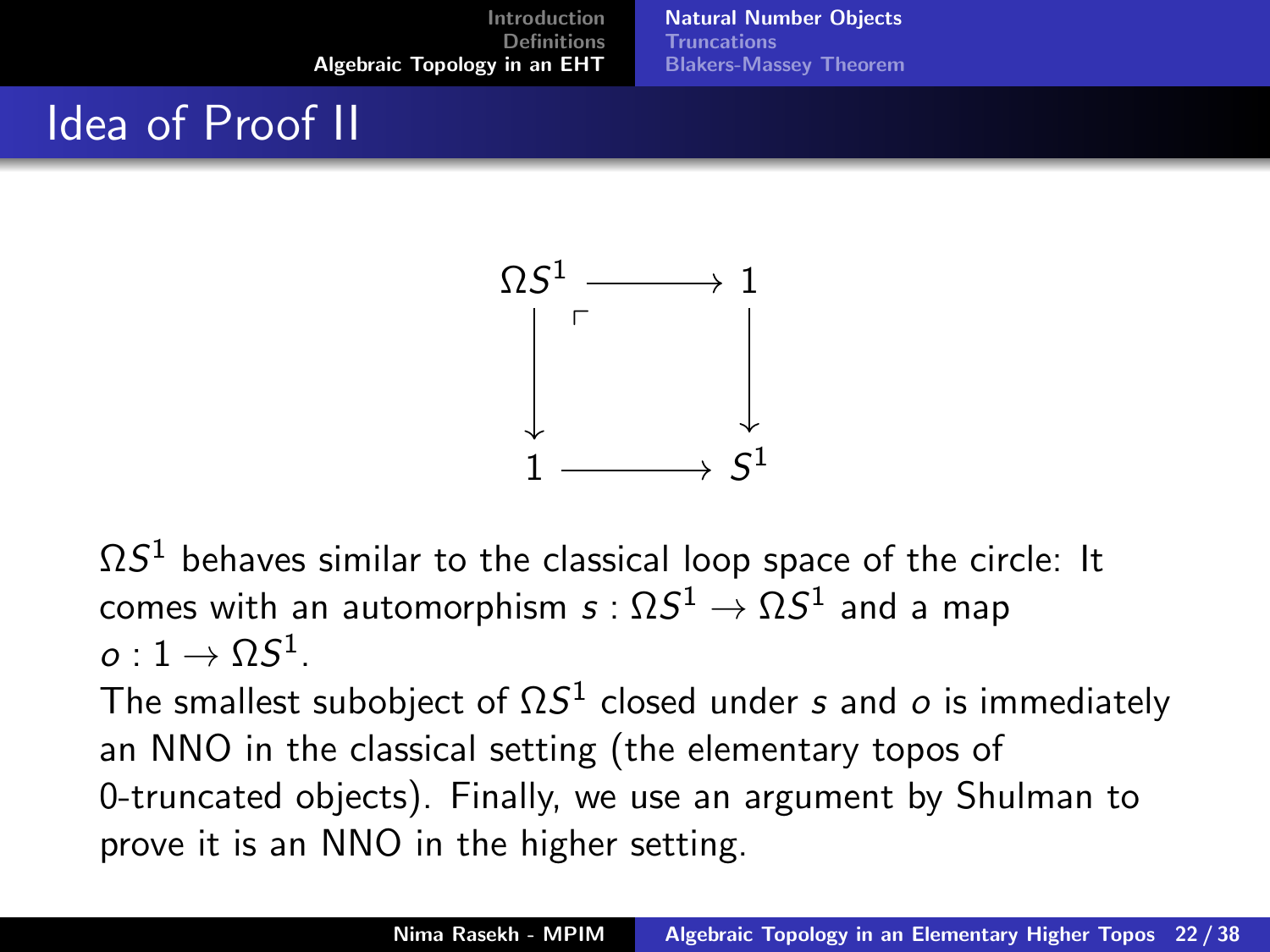# Idea of Proof II

$$
\begin{array}{ccc}
\Omega S^1 & \longrightarrow & 1 \\
\downarrow & \ulcorner & \downarrow \\
1 & \longrightarrow & S^1
\end{array}
$$

$\Omega S^1$ behaves similar to the classical loop space of the circle: It comes with an automorphism $s : \Omega S^1 \to \Omega S^1$ and a map $o : 1 \to \Omega S^1$.

The smallest subobject of $\Omega S^1$ closed under $s$ and $o$ is immediately an NNO in the classical setting (the elementary topos of 0-truncated objects). Finally, we use an argument by Shulman to prove it is an NNO in the higher setting.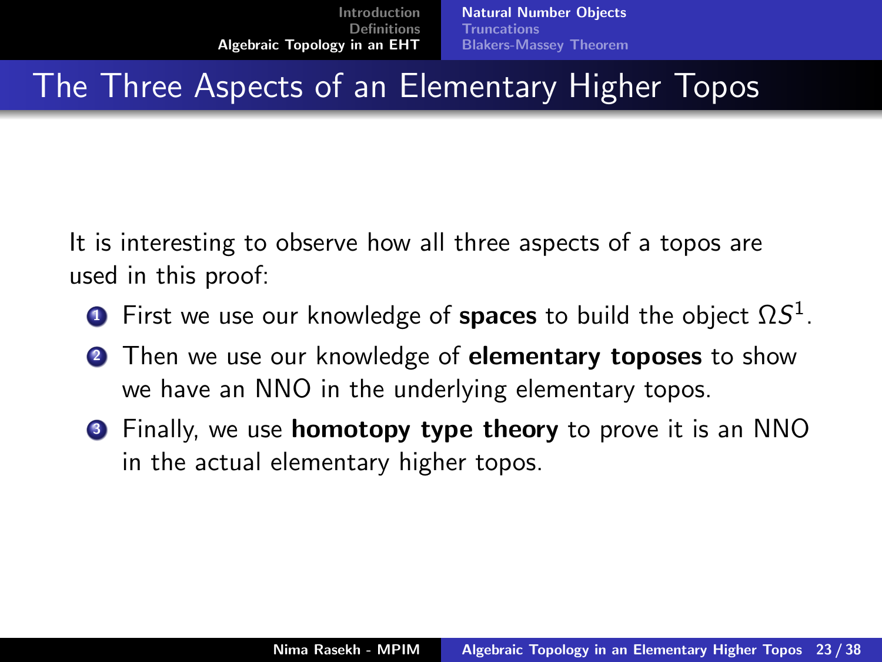# The Three Aspects of an Elementary Higher Topos

It is interesting to observe how all three aspects of a topos are used in this proof:

1. First we use our knowledge of **spaces** to build the object $\Omega S^1$.
2. Then we use our knowledge of **elementary toposes** to show we have an NNO in the underlying elementary topos.
3. Finally, we use **homotopy type theory** to prove it is an NNO in the actual elementary higher topos.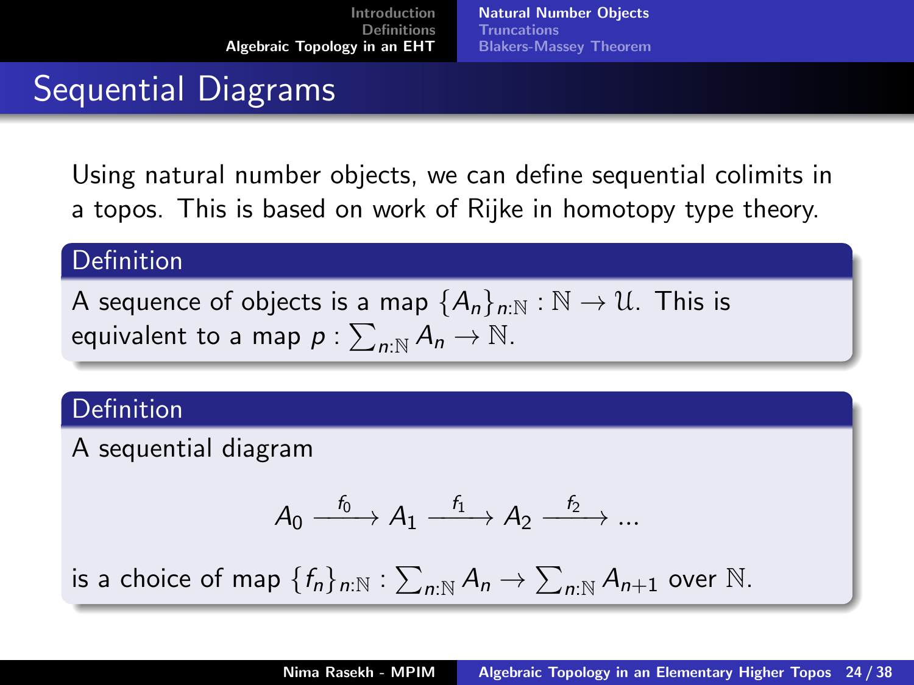# Sequential Diagrams

Using natural number objects, we can define sequential colimits in a topos. This is based on work of Rijke in homotopy type theory.

**Definition**

A sequence of objects is a map $\{A_n\}_{n:\mathbb{N}} : \mathbb{N} \to \mathfrak{U}$. This is equivalent to a map $p : \sum_{n:\mathbb{N}} A_n \to \mathbb{N}$.

**Definition**

A sequential diagram

$$A_0 \xrightarrow{f_0} A_1 \xrightarrow{f_1} A_2 \xrightarrow{f_2} \ldots$$

is a choice of map $\{f_n\}_{n:\mathbb{N}} : \sum_{n:\mathbb{N}} A_n \to \sum_{n:\mathbb{N}} A_{n+1}$ over $\mathbb{N}$.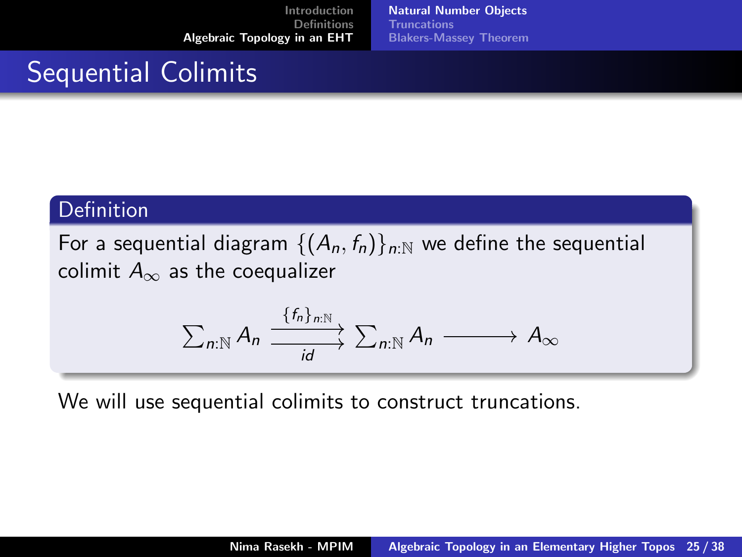# Sequential Colimits

**Definition**

For a sequential diagram $\{(A_n, f_n)\}_{n:\mathbb{N}}$ we define the sequential colimit $A_\infty$ as the coequalizer

$$\sum_{n:\mathbb{N}} A_n \underset{id}{\overset{\{f_n\}_{n:\mathbb{N}}}{\rightrightarrows}} \sum_{n:\mathbb{N}} A_n \longrightarrow A_\infty$$

We will use sequential colimits to construct truncations.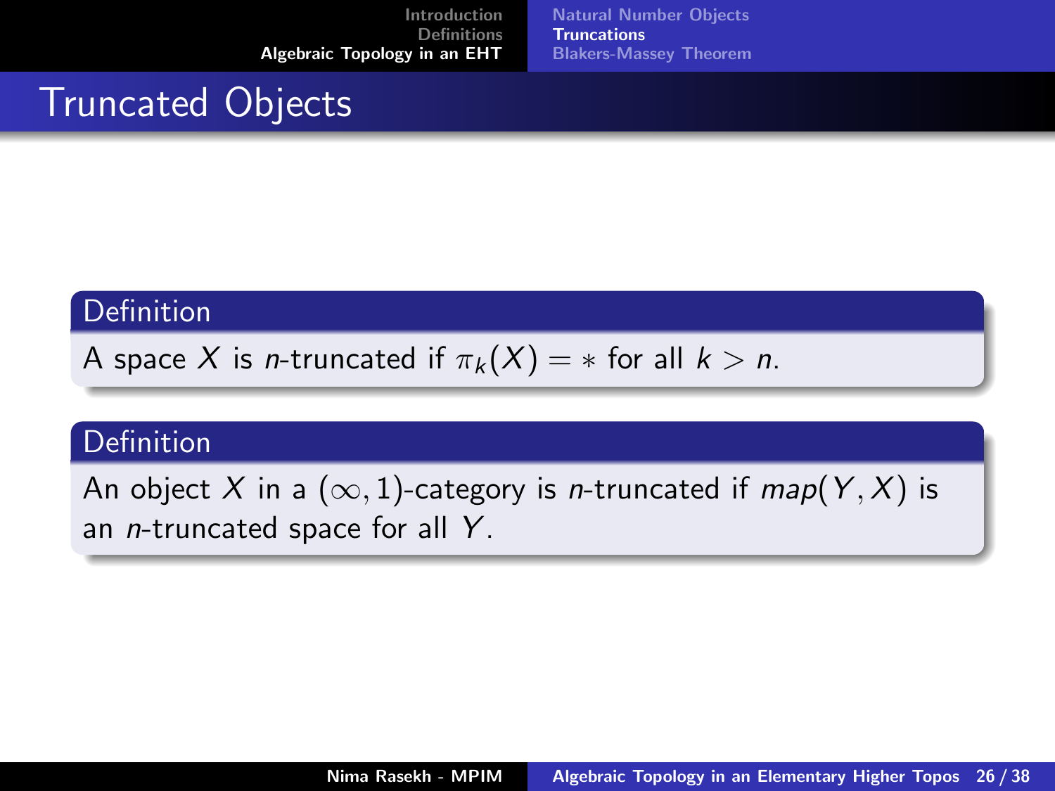# Truncated Objects

**Definition**

A space $X$ is $n$-truncated if $\pi_k(X) = *$ for all $k > n$.

**Definition**

An object $X$ in a $(\infty, 1)$-category is $n$-truncated if $map(Y, X)$ is an $n$-truncated space for all $Y$.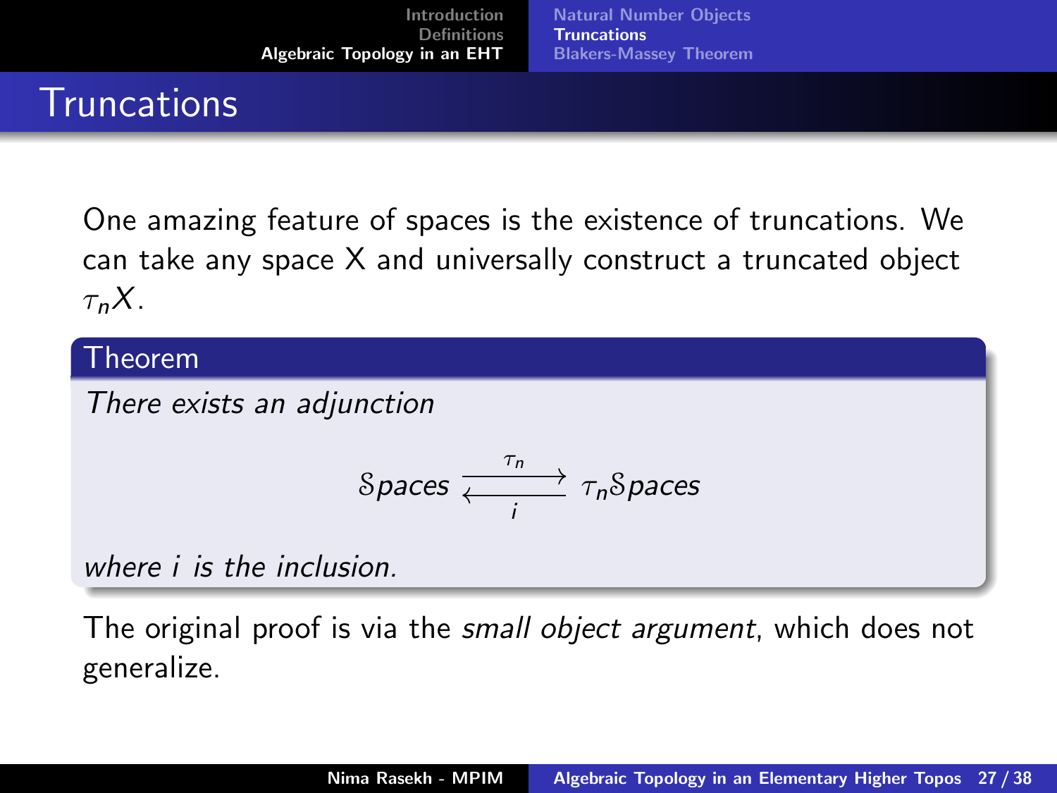# Truncations

One amazing feature of spaces is the existence of truncations. We can take any space X and universally construct a truncated object $\tau_n X$.

**Theorem**

*There exists an adjunction*

$$\mathcal{S}paces \underset{i}{\overset{\tau_n}{\rightleftarrows}} \tau_n \mathcal{S}paces$$

*where $i$ is the inclusion.*

The original proof is via the *small object argument*, which does not generalize.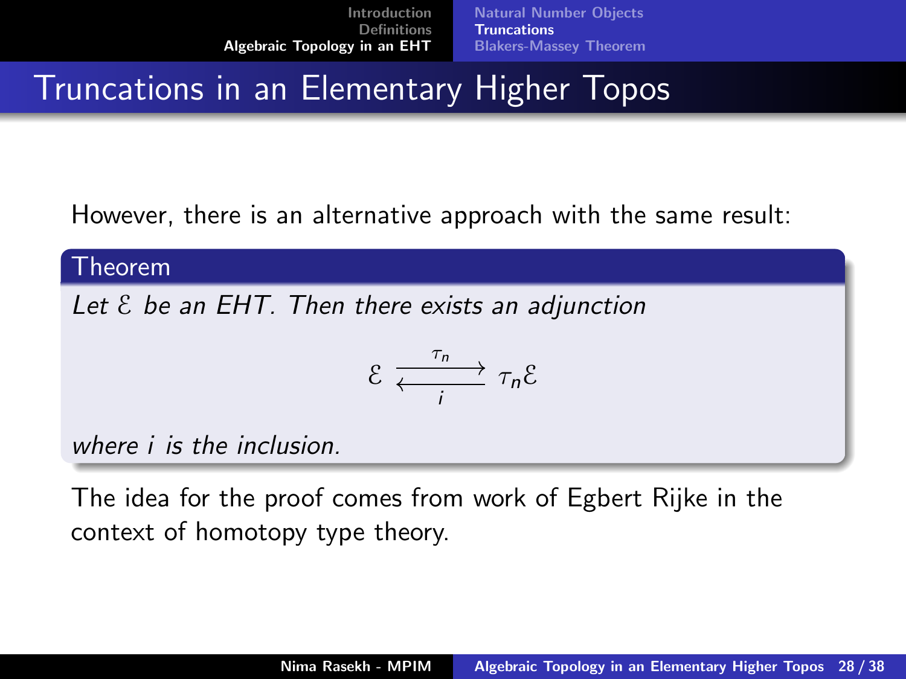# Truncations in an Elementary Higher Topos

However, there is an alternative approach with the same result:

**Theorem**

*Let $\mathcal{E}$ be an EHT. Then there exists an adjunction*

$$\mathcal{E} \underset{i}{\overset{\tau_n}{\rightleftarrows}} \tau_n \mathcal{E}$$

*where $i$ is the inclusion.*

The idea for the proof comes from work of Egbert Rijke in the context of homotopy type theory.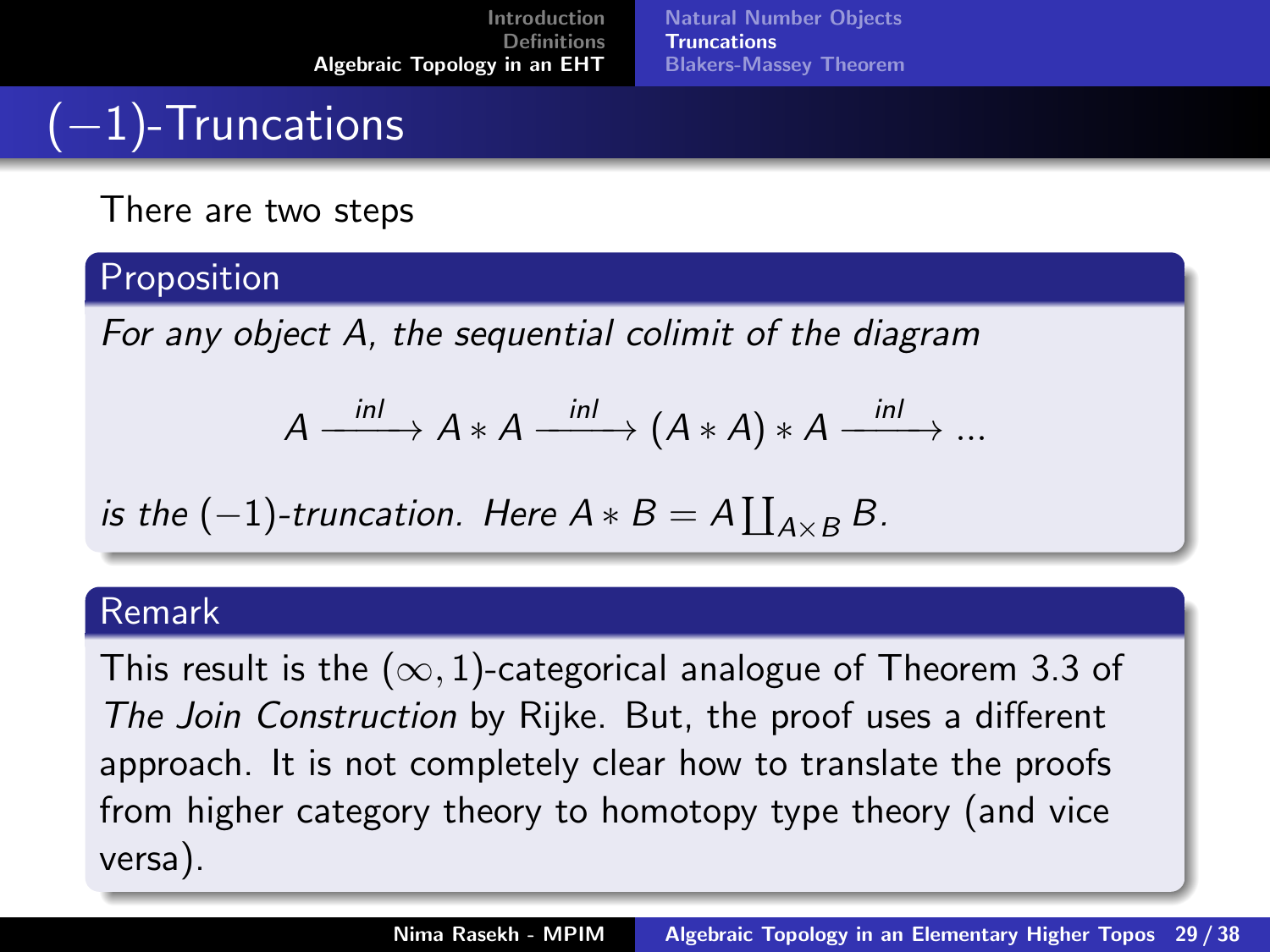# $(-1)$-Truncations

There are two steps

**Proposition**

*For any object $A$, the sequential colimit of the diagram*

$$A \xrightarrow{inl} A * A \xrightarrow{inl} (A * A) * A \xrightarrow{inl} \ldots$$

*is the $(-1)$-truncation. Here $A * B = A \coprod_{A \times B} B$.*

**Remark**

This result is the $(\infty, 1)$-categorical analogue of Theorem 3.3 of *The Join Construction* by Rijke. But, the proof uses a different approach. It is not completely clear how to translate the proofs from higher category theory to homotopy type theory (and vice versa).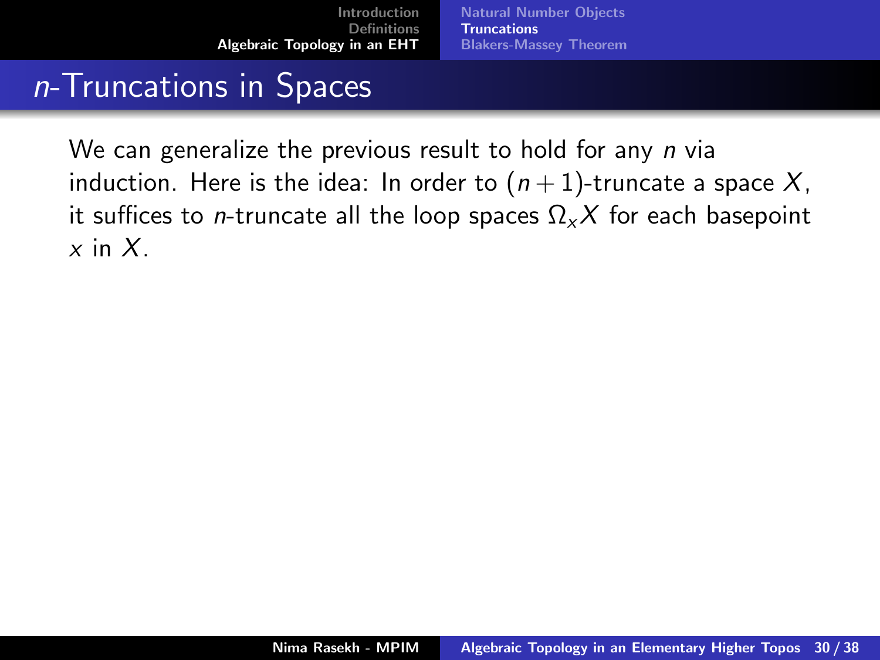## $n$-Truncations in Spaces

We can generalize the previous result to hold for any $n$ via induction. Here is the idea: In order to $(n+1)$-truncate a space $X$, it suffices to $n$-truncate all the loop spaces $\Omega_x X$ for each basepoint $x$ in $X$.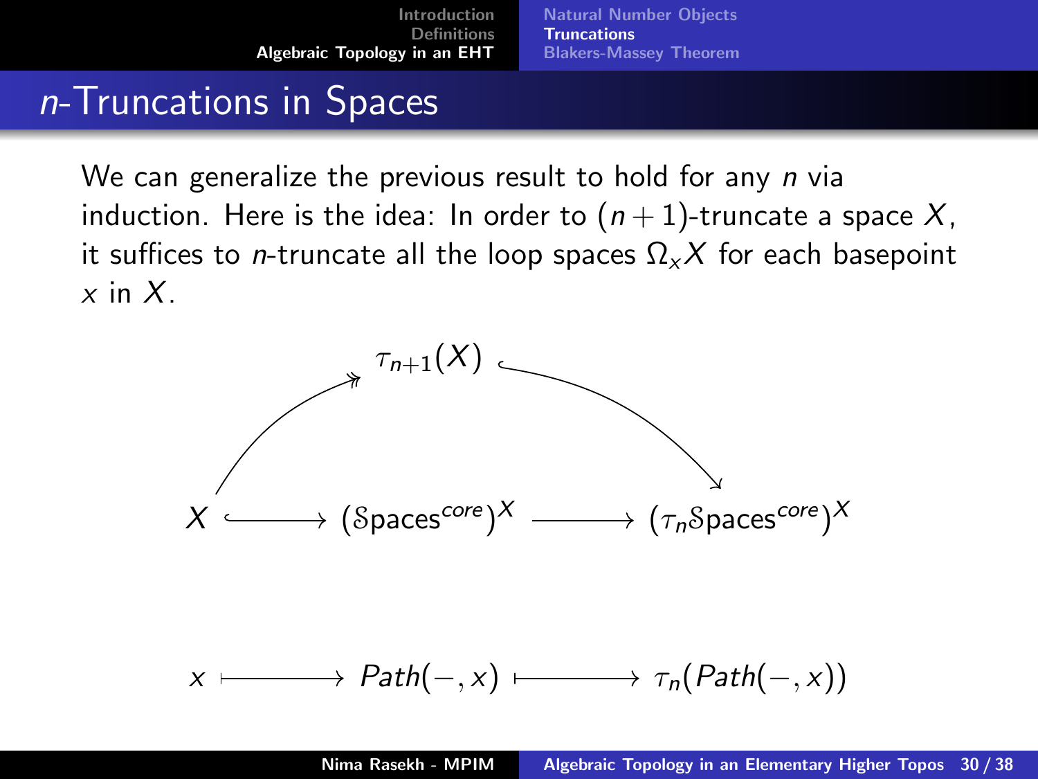# $n$-Truncations in Spaces

We can generalize the previous result to hold for any $n$ via induction. Here is the idea: In order to $(n+1)$-truncate a space $X$, it suffices to $n$-truncate all the loop spaces $\Omega_x X$ for each basepoint $x$ in $X$.

$$
\begin{array}{ccccc}
 & & \tau_{n+1}(X) & & \\
 & \nearrow & & \searrow & \\
X & \hookrightarrow & (\mathcal{S}\text{paces}^{core})^X & \longrightarrow & (\tau_n \mathcal{S}\text{paces}^{core})^X
\end{array}
$$

$$
x \longmapsto Path(-, x) \longmapsto \tau_n(Path(-, x))
$$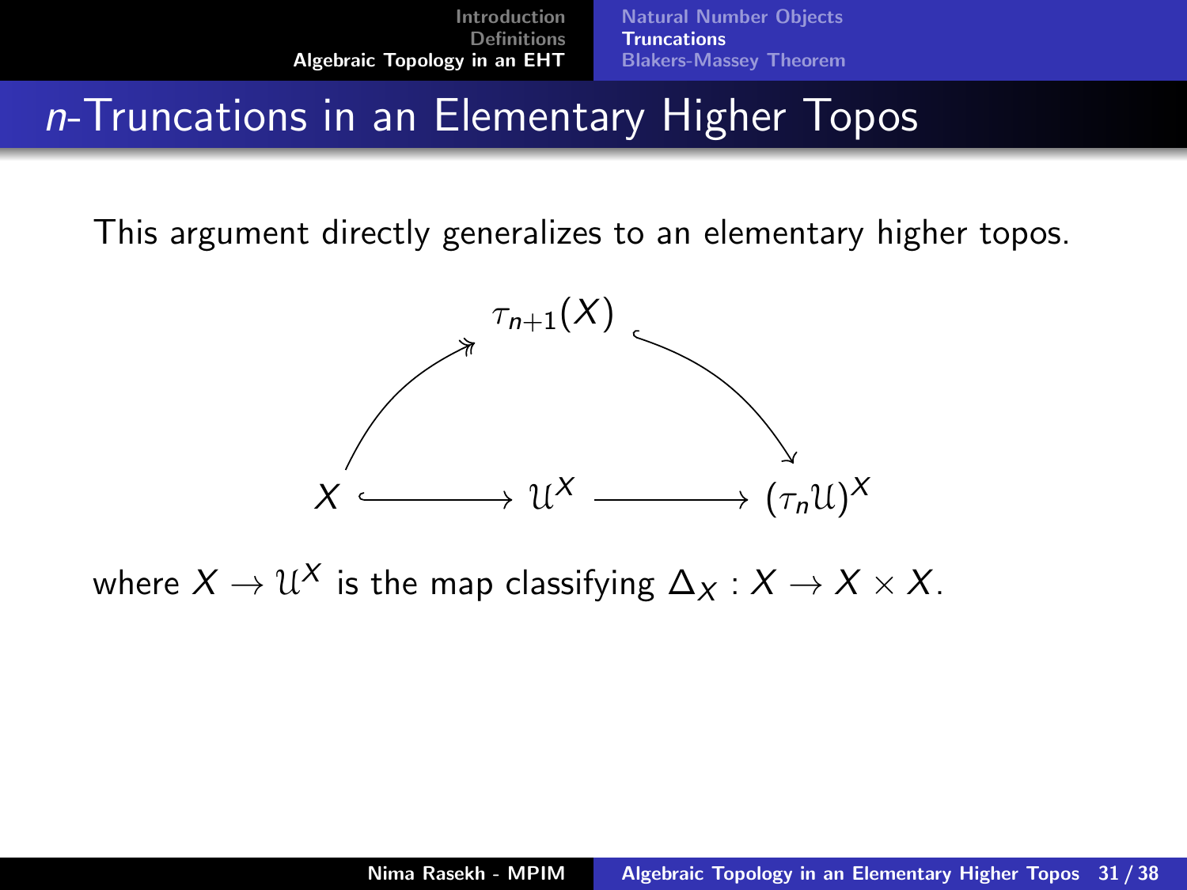# $n$-Truncations in an Elementary Higher Topos

This argument directly generalizes to an elementary higher topos.

$$
\begin{array}{ccccc}
 & & \tau_{n+1}(X) & & \\
 & \nearrow\!\!\!\!\nearrow & & \searrow & \\
X & \hookrightarrow & \mathcal{U}^X & \longrightarrow & (\tau_n \mathcal{U})^X
\end{array}
$$

where $X \to \mathcal{U}^X$ is the map classifying $\Delta_X : X \to X \times X$.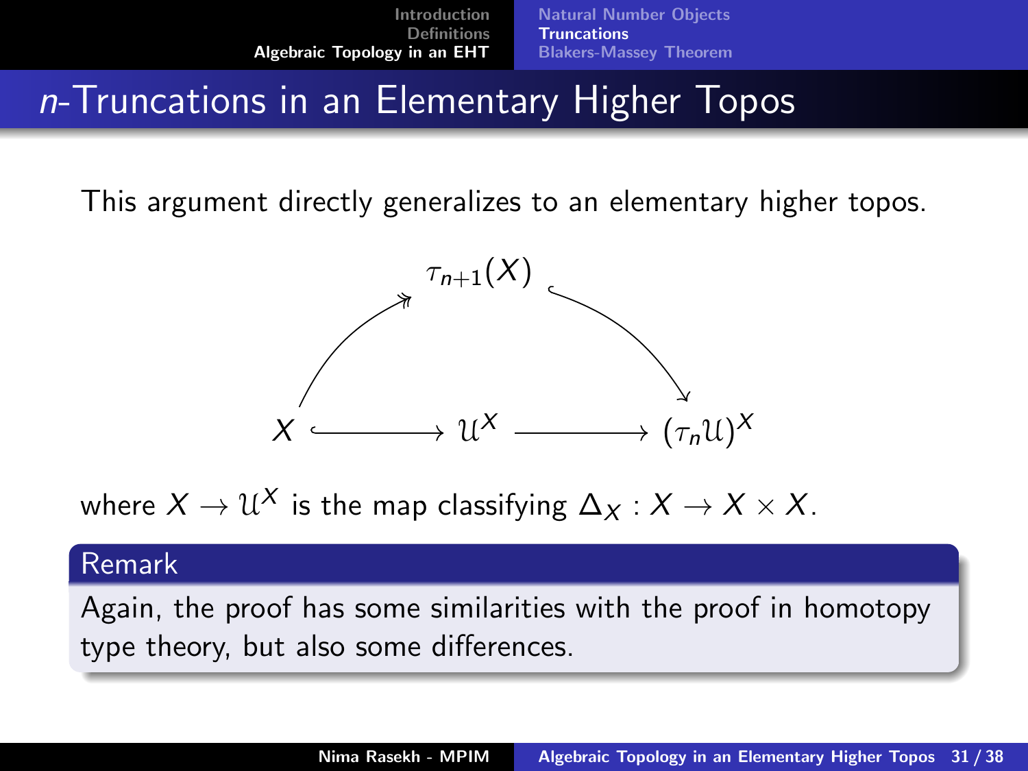# $n$-Truncations in an Elementary Higher Topos

This argument directly generalizes to an elementary higher topos.

$$
\begin{array}{ccccc}
 & & \tau_{n+1}(X) & & \\
 & \nearrow\!\!\!\!\nearrow & & \searrow & \\
X & \hookrightarrow & \mathcal{U}^X & \longrightarrow & (\tau_n \mathcal{U})^X
\end{array}
$$

where $X \to \mathcal{U}^X$ is the map classifying $\Delta_X : X \to X \times X$.

**Remark**

Again, the proof has some similarities with the proof in homotopy type theory, but also some differences.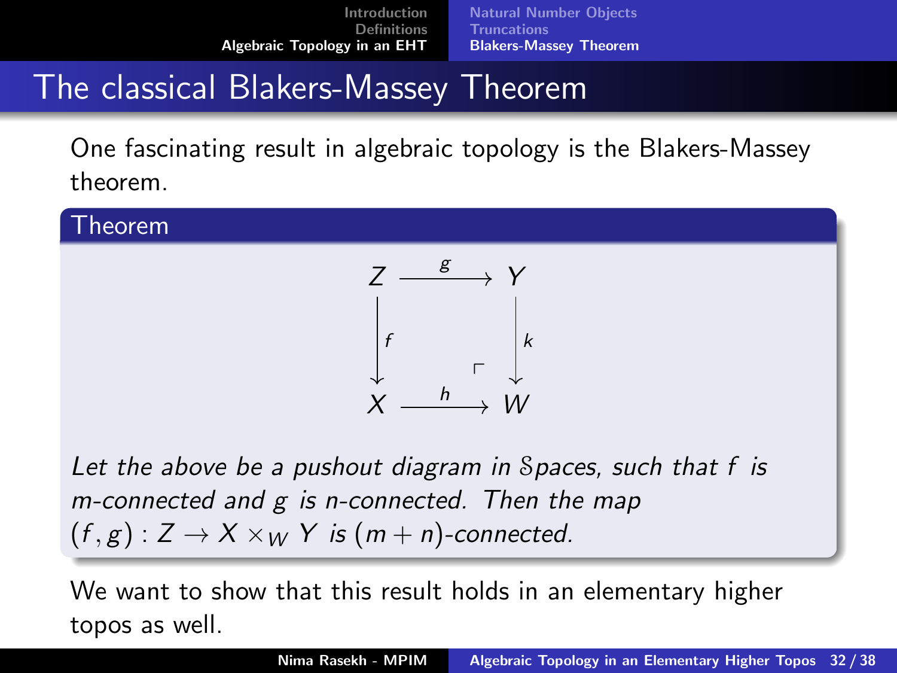# The classical Blakers-Massey Theorem

One fascinating result in algebraic topology is the Blakers-Massey theorem.

**Theorem**

$$\begin{array}{ccc} Z & \xrightarrow{g} & Y \\ {\scriptstyle f}\downarrow & & \downarrow{\scriptstyle k} \\ X & \xrightarrow{h} & W \end{array}$$

*Let the above be a pushout diagram in $\mathcal{S}paces$, such that $f$ is m-connected and $g$ is n-connected. Then the map $(f, g) : Z \to X \times_W Y$ is $(m + n)$-connected.*

We want to show that this result holds in an elementary higher topos as well.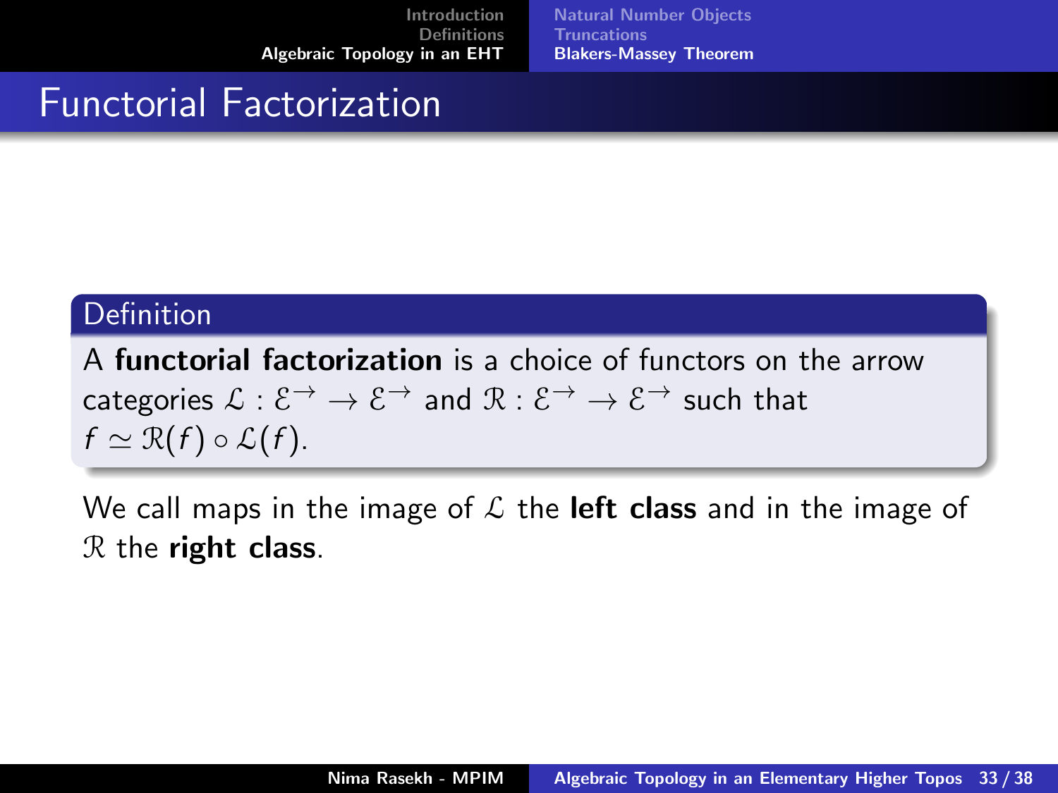# Functorial Factorization

**Definition**

A **functorial factorization** is a choice of functors on the arrow categories $\mathcal{L} : \mathcal{E}^{\to} \to \mathcal{E}^{\to}$ and $\mathcal{R} : \mathcal{E}^{\to} \to \mathcal{E}^{\to}$ such that $f \simeq \mathcal{R}(f) \circ \mathcal{L}(f)$.

We call maps in the image of $\mathcal{L}$ the **left class** and in the image of $\mathcal{R}$ the **right class**.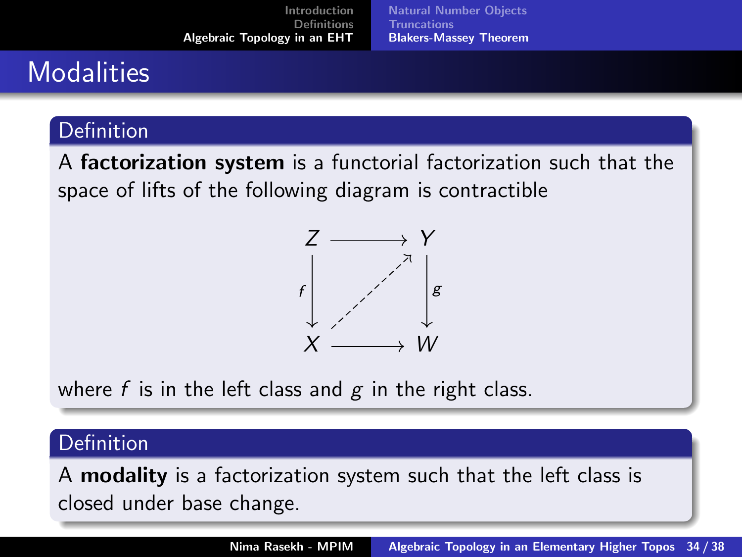# Modalities

**Definition**

A **factorization system** is a functorial factorization such that the space of lifts of the following diagram is contractible

$$
\begin{array}{ccc}
Z & \longrightarrow & Y \\
{\scriptstyle f}\downarrow & \nearrow & \downarrow{\scriptstyle g} \\
X & \longrightarrow & W
\end{array}
$$

where $f$ is in the left class and $g$ in the right class.

**Definition**

A **modality** is a factorization system such that the left class is closed under base change.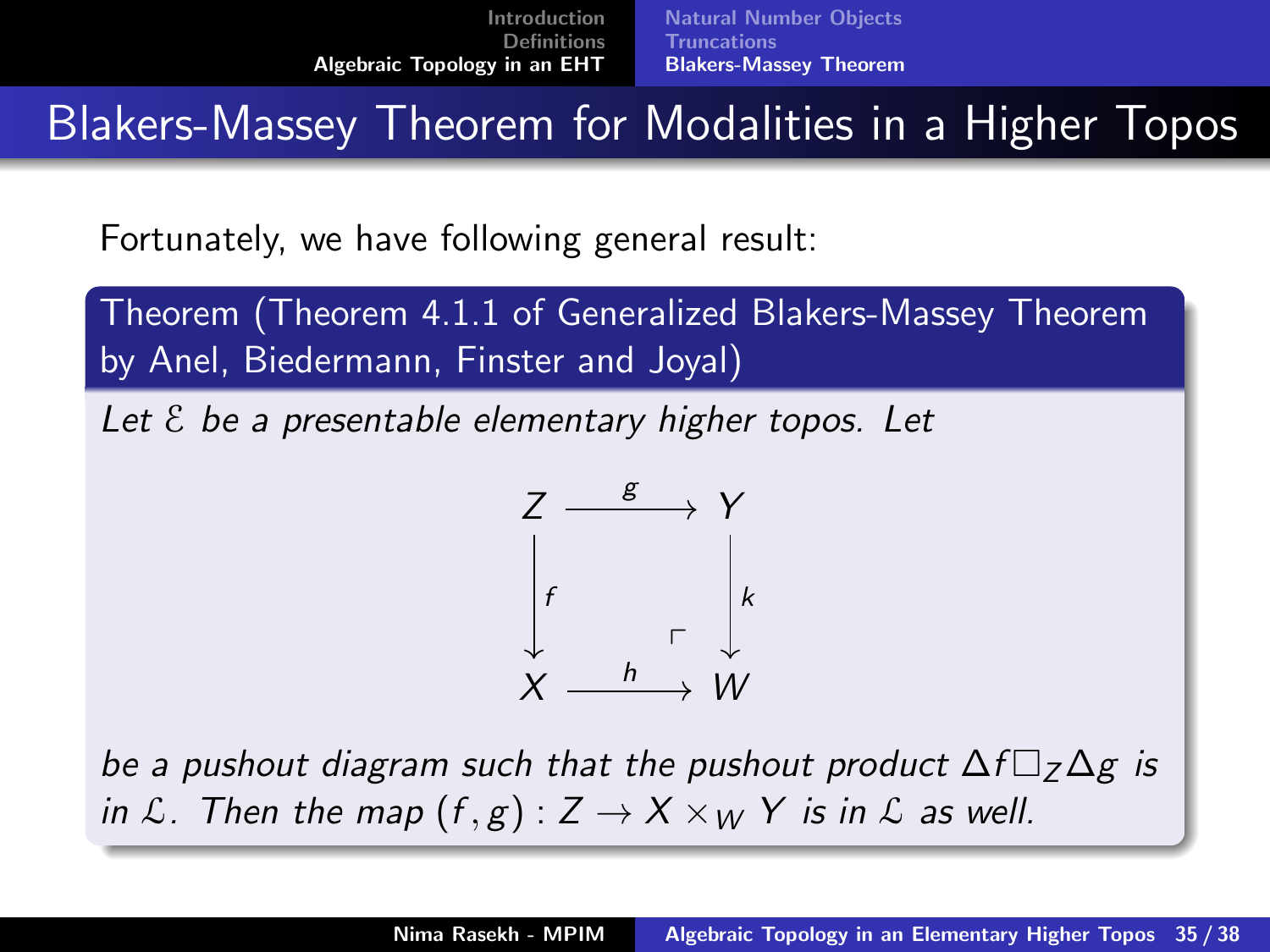## Blakers-Massey Theorem for Modalities in a Higher Topos

Fortunately, we have following general result:

**Theorem (Theorem 4.1.1 of Generalized Blakers-Massey Theorem by Anel, Biedermann, Finster and Joyal)**

*Let $\mathcal{E}$ be a presentable elementary higher topos. Let*

$$\begin{array}{ccc} Z & \xrightarrow{g} & Y \\ {\scriptstyle f}\downarrow & & \downarrow{\scriptstyle k} \\ X & \xrightarrow{h} & W \end{array}$$

*be a pushout diagram such that the pushout product $\Delta f \Box_Z \Delta g$ is in $\mathcal{L}$. Then the map $(f, g) : Z \to X \times_W Y$ is in $\mathcal{L}$ as well.*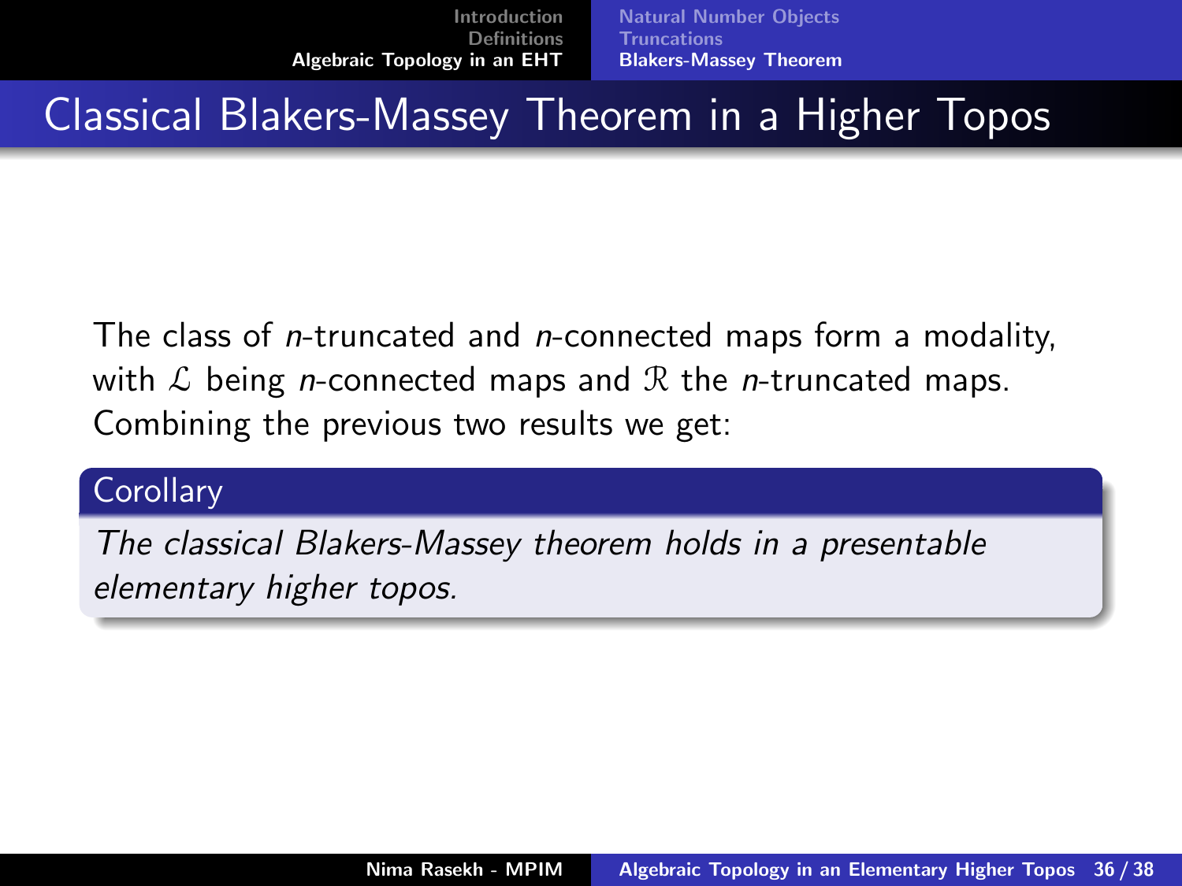# Classical Blakers-Massey Theorem in a Higher Topos

The class of *n*-truncated and *n*-connected maps form a modality, with $\mathcal{L}$ being *n*-connected maps and $\mathcal{R}$ the *n*-truncated maps. Combining the previous two results we get:

**Corollary**

*The classical Blakers-Massey theorem holds in a presentable elementary higher topos.*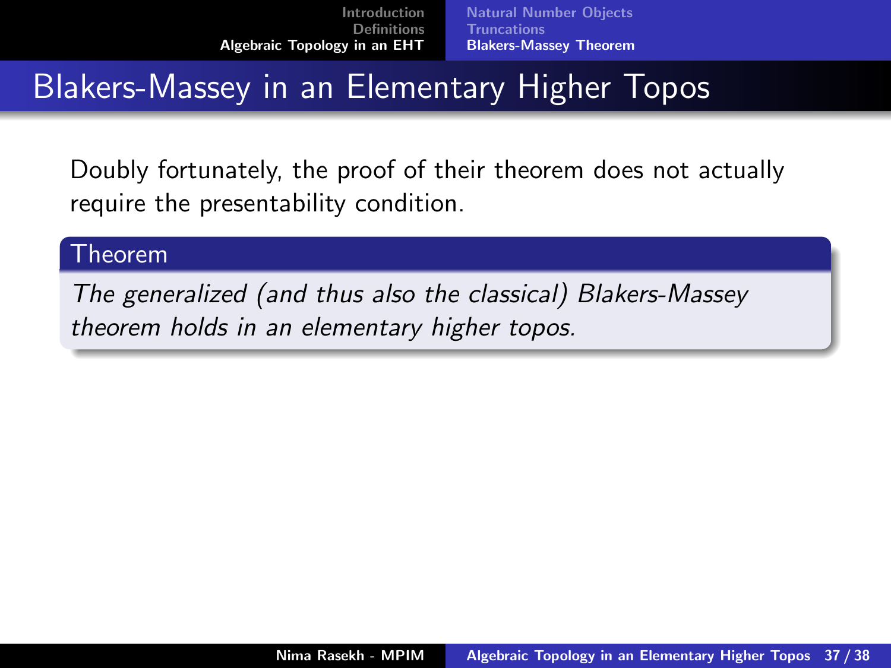# Blakers-Massey in an Elementary Higher Topos

Doubly fortunately, the proof of their theorem does not actually require the presentability condition.

**Theorem**

*The generalized (and thus also the classical) Blakers-Massey theorem holds in an elementary higher topos.*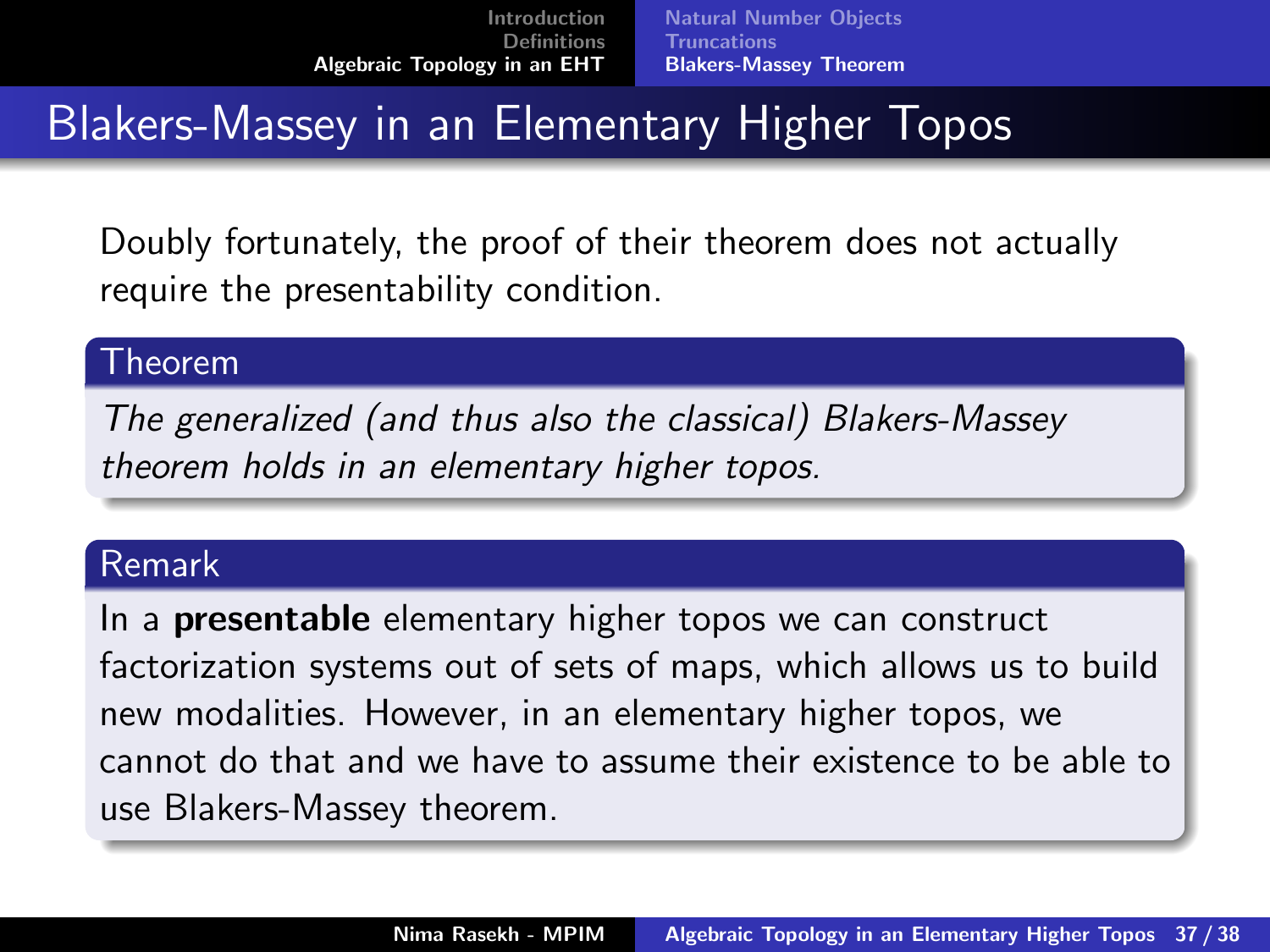# Blakers-Massey in an Elementary Higher Topos

Doubly fortunately, the proof of their theorem does not actually require the presentability condition.

**Theorem**

*The generalized (and thus also the classical) Blakers-Massey theorem holds in an elementary higher topos.*

**Remark**

In a **presentable** elementary higher topos we can construct factorization systems out of sets of maps, which allows us to build new modalities. However, in an elementary higher topos, we cannot do that and we have to assume their existence to be able to use Blakers-Massey theorem.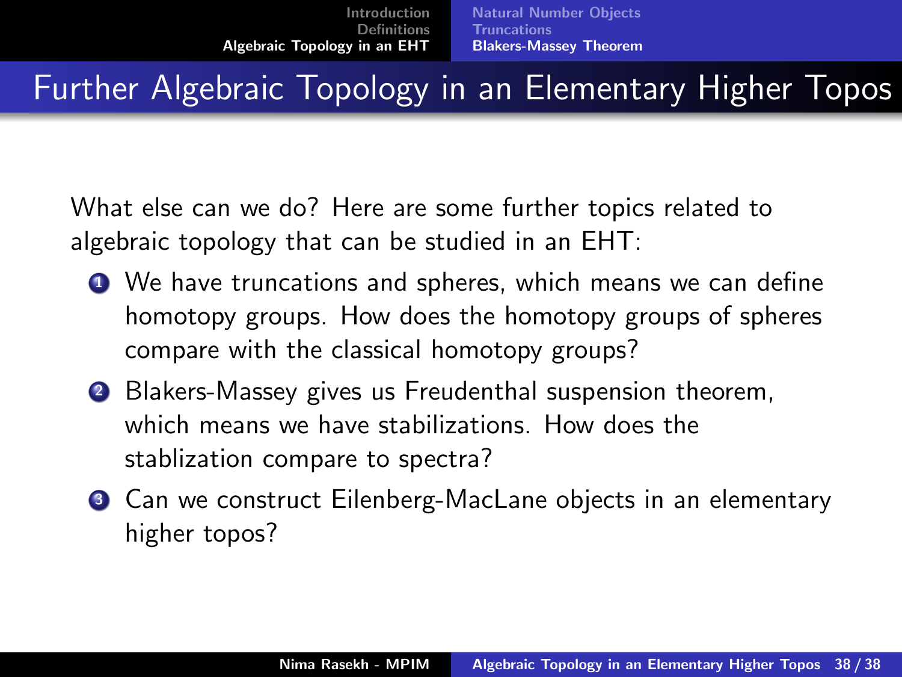# Further Algebraic Topology in an Elementary Higher Topos

What else can we do? Here are some further topics related to algebraic topology that can be studied in an EHT:

1. We have truncations and spheres, which means we can define homotopy groups. How does the homotopy groups of spheres compare with the classical homotopy groups?
2. Blakers-Massey gives us Freudenthal suspension theorem, which means we have stabilizations. How does the stablization compare to spectra?
3. Can we construct Eilenberg-MacLane objects in an elementary higher topos?